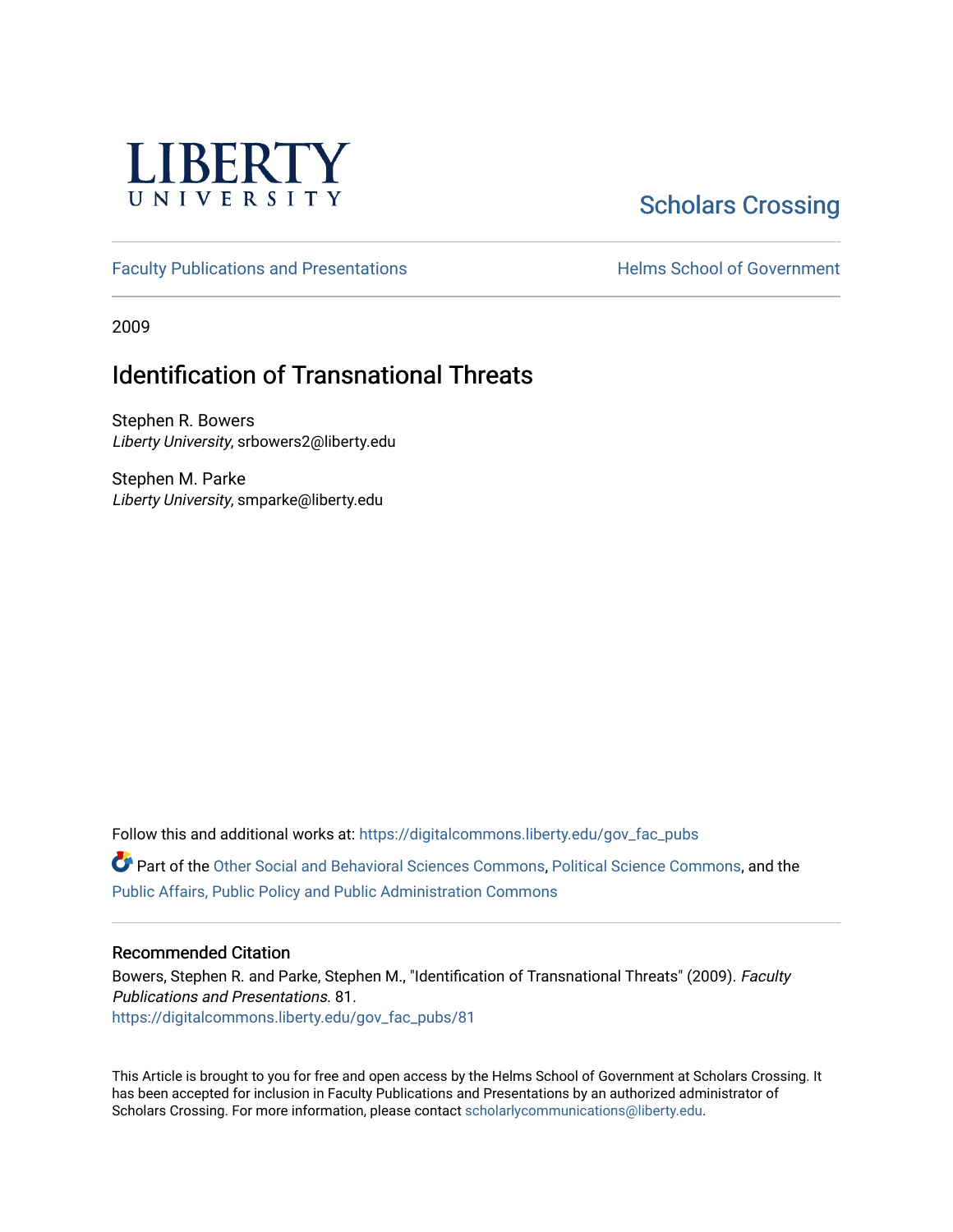LIBERTY UNIVERSITY

Scholars Crossing

Faculty Publications and Presentations

Helms School of Government

2009

# Identification of Transnational Threats

Stephen R. Bowers
*Liberty University*, srbowers2@liberty.edu

Stephen M. Parke
*Liberty University*, smparke@liberty.edu

Follow this and additional works at: https://digitalcommons.liberty.edu/gov_fac_pubs

Part of the Other Social and Behavioral Sciences Commons, Political Science Commons, and the Public Affairs, Public Policy and Public Administration Commons

## Recommended Citation

Bowers, Stephen R. and Parke, Stephen M., "Identification of Transnational Threats" (2009). *Faculty Publications and Presentations*. 81.
https://digitalcommons.liberty.edu/gov_fac_pubs/81

This Article is brought to you for free and open access by the Helms School of Government at Scholars Crossing. It has been accepted for inclusion in Faculty Publications and Presentations by an authorized administrator of Scholars Crossing. For more information, please contact scholarlycommunications@liberty.edu.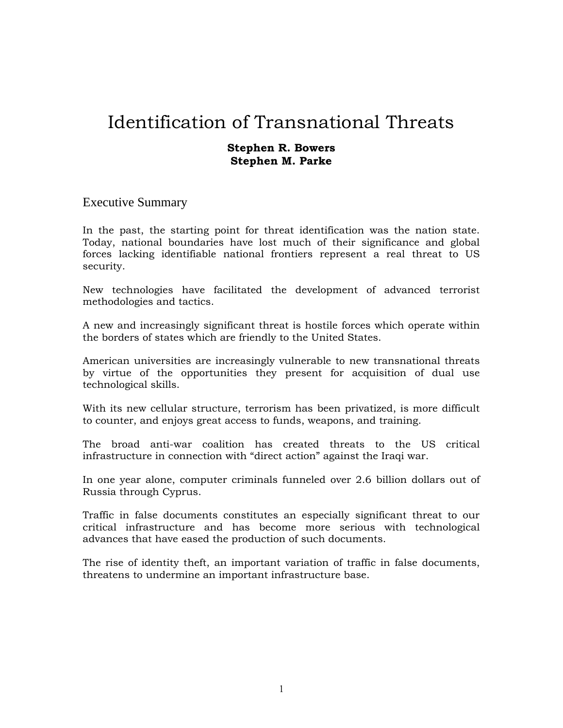# Identification of Transnational Threats

**Stephen R. Bowers**
**Stephen M. Parke**

## Executive Summary

In the past, the starting point for threat identification was the nation state. Today, national boundaries have lost much of their significance and global forces lacking identifiable national frontiers represent a real threat to US security.

New technologies have facilitated the development of advanced terrorist methodologies and tactics.

A new and increasingly significant threat is hostile forces which operate within the borders of states which are friendly to the United States.

American universities are increasingly vulnerable to new transnational threats by virtue of the opportunities they present for acquisition of dual use technological skills.

With its new cellular structure, terrorism has been privatized, is more difficult to counter, and enjoys great access to funds, weapons, and training.

The broad anti-war coalition has created threats to the US critical infrastructure in connection with "direct action" against the Iraqi war.

In one year alone, computer criminals funneled over 2.6 billion dollars out of Russia through Cyprus.

Traffic in false documents constitutes an especially significant threat to our critical infrastructure and has become more serious with technological advances that have eased the production of such documents.

The rise of identity theft, an important variation of traffic in false documents, threatens to undermine an important infrastructure base.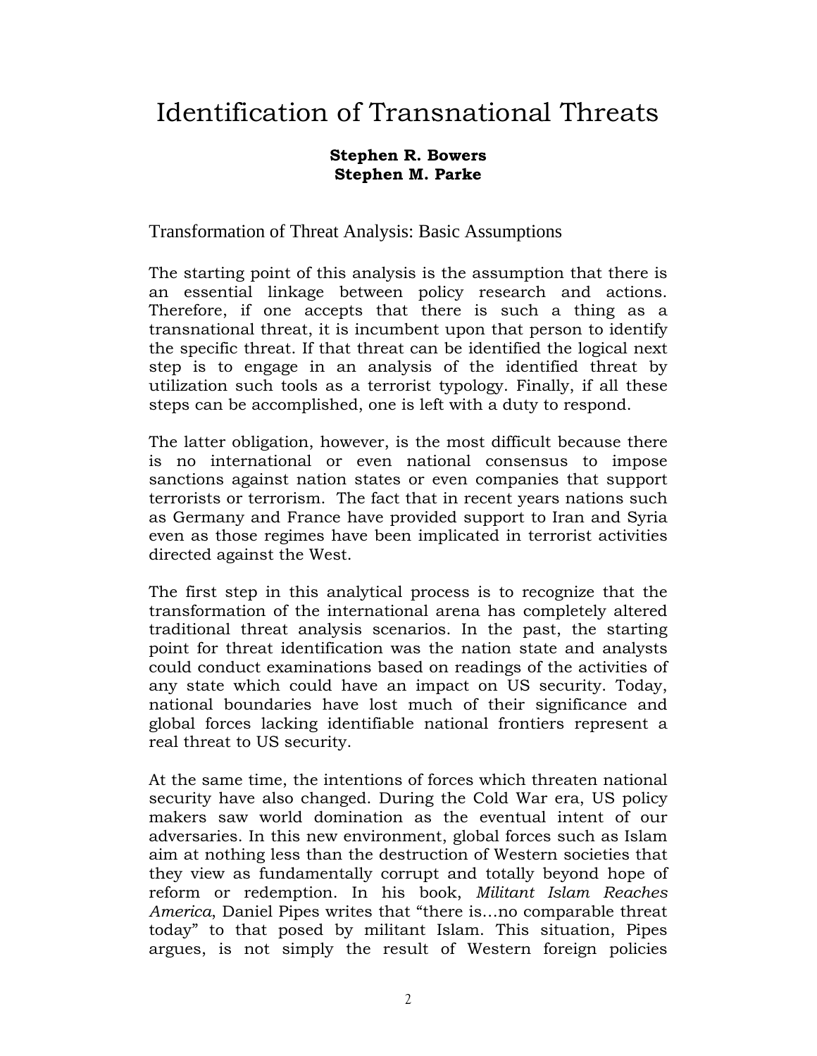# Identification of Transnational Threats

**Stephen R. Bowers**
**Stephen M. Parke**

## Transformation of Threat Analysis: Basic Assumptions

The starting point of this analysis is the assumption that there is an essential linkage between policy research and actions. Therefore, if one accepts that there is such a thing as a transnational threat, it is incumbent upon that person to identify the specific threat. If that threat can be identified the logical next step is to engage in an analysis of the identified threat by utilization such tools as a terrorist typology. Finally, if all these steps can be accomplished, one is left with a duty to respond.

The latter obligation, however, is the most difficult because there is no international or even national consensus to impose sanctions against nation states or even companies that support terrorists or terrorism. The fact that in recent years nations such as Germany and France have provided support to Iran and Syria even as those regimes have been implicated in terrorist activities directed against the West.

The first step in this analytical process is to recognize that the transformation of the international arena has completely altered traditional threat analysis scenarios. In the past, the starting point for threat identification was the nation state and analysts could conduct examinations based on readings of the activities of any state which could have an impact on US security. Today, national boundaries have lost much of their significance and global forces lacking identifiable national frontiers represent a real threat to US security.

At the same time, the intentions of forces which threaten national security have also changed. During the Cold War era, US policy makers saw world domination as the eventual intent of our adversaries. In this new environment, global forces such as Islam aim at nothing less than the destruction of Western societies that they view as fundamentally corrupt and totally beyond hope of reform or redemption. In his book, *Militant Islam Reaches America*, Daniel Pipes writes that "there is…no comparable threat today" to that posed by militant Islam. This situation, Pipes argues, is not simply the result of Western foreign policies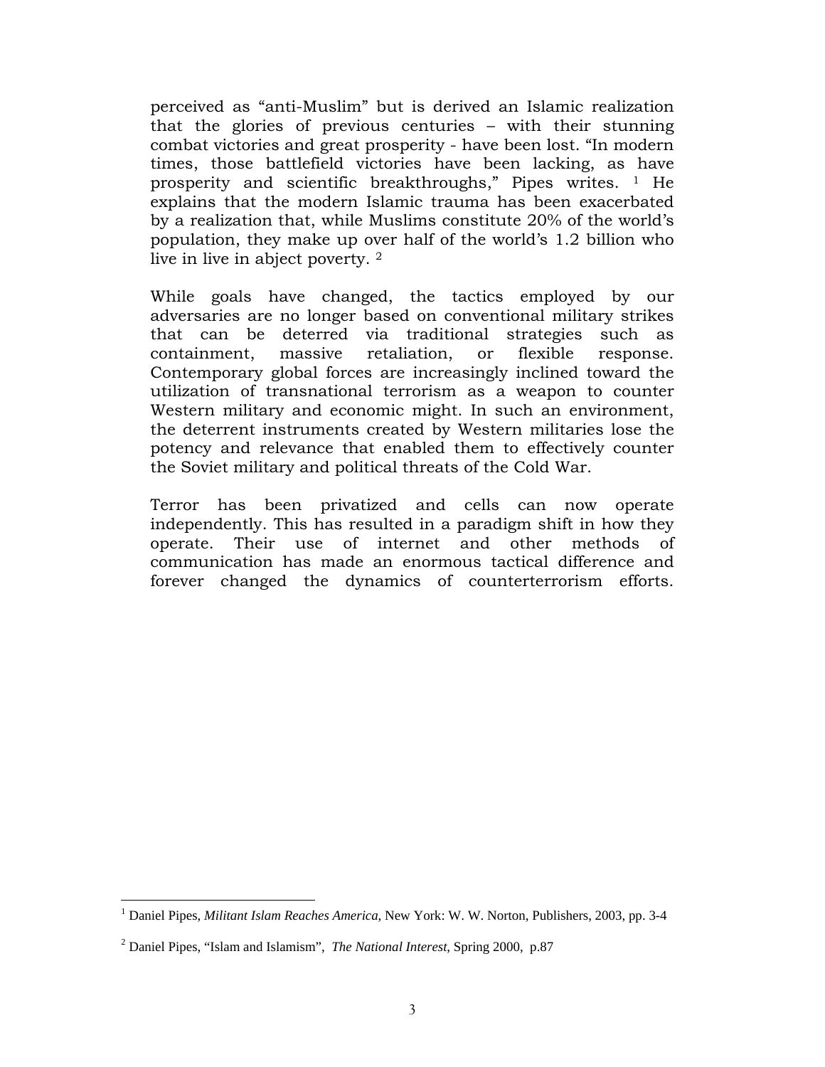perceived as "anti-Muslim" but is derived an Islamic realization that the glories of previous centuries – with their stunning combat victories and great prosperity - have been lost. "In modern times, those battlefield victories have been lacking, as have prosperity and scientific breakthroughs," Pipes writes. [1] He explains that the modern Islamic trauma has been exacerbated by a realization that, while Muslims constitute 20% of the world's population, they make up over half of the world's 1.2 billion who live in live in abject poverty. [2]

While goals have changed, the tactics employed by our adversaries are no longer based on conventional military strikes that can be deterred via traditional strategies such as containment, massive retaliation, or flexible response. Contemporary global forces are increasingly inclined toward the utilization of transnational terrorism as a weapon to counter Western military and economic might. In such an environment, the deterrent instruments created by Western militaries lose the potency and relevance that enabled them to effectively counter the Soviet military and political threats of the Cold War.

Terror has been privatized and cells can now operate independently. This has resulted in a paradigm shift in how they operate. Their use of internet and other methods of communication has made an enormous tactical difference and forever changed the dynamics of counterterrorism efforts.

---

[1] Daniel Pipes, *Militant Islam Reaches America*, New York: W. W. Norton, Publishers, 2003, pp. 3-4

[2] Daniel Pipes, "Islam and Islamism", *The National Interest*, Spring 2000, p.87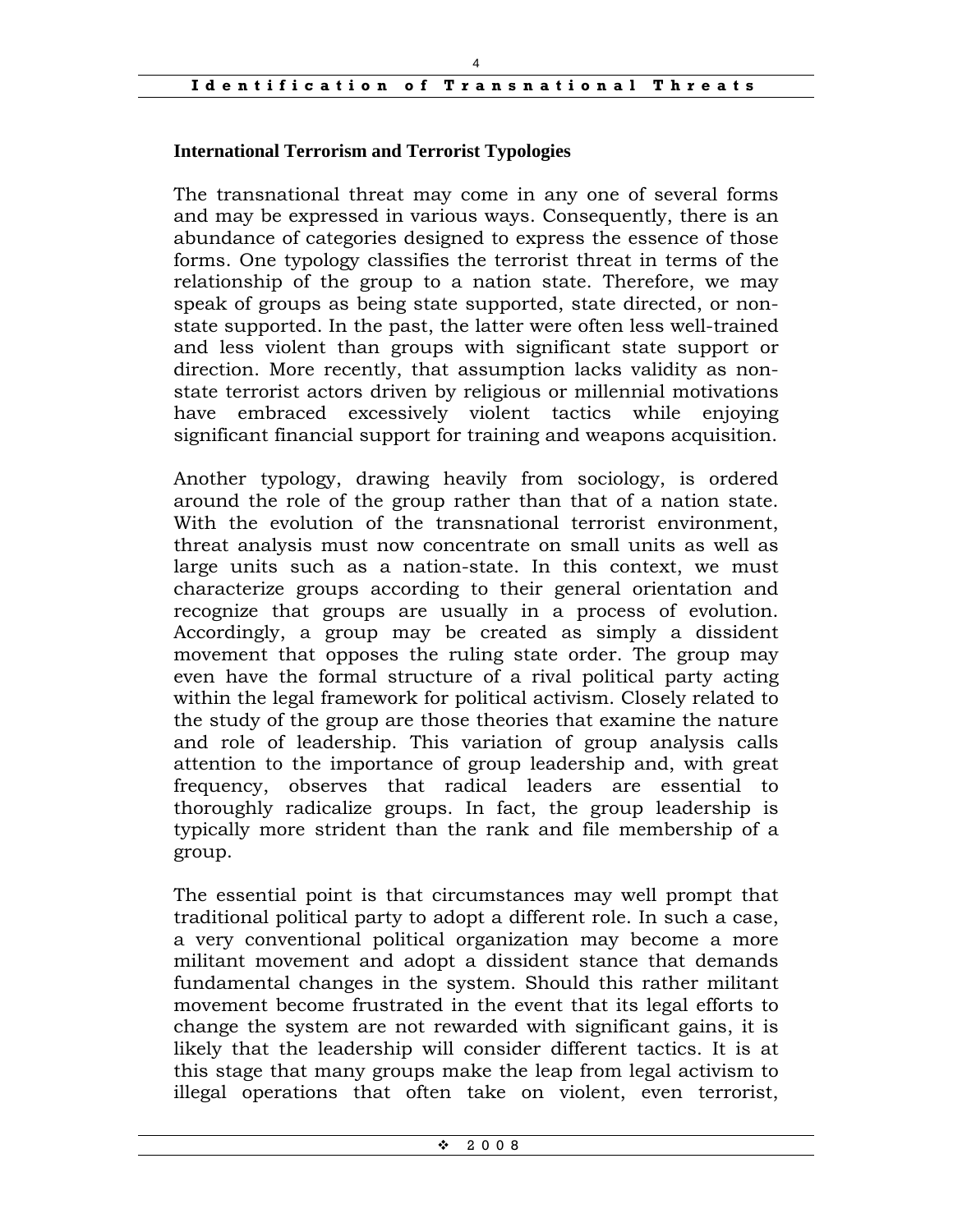## International Terrorism and Terrorist Typologies

The transnational threat may come in any one of several forms and may be expressed in various ways. Consequently, there is an abundance of categories designed to express the essence of those forms. One typology classifies the terrorist threat in terms of the relationship of the group to a nation state. Therefore, we may speak of groups as being state supported, state directed, or non-state supported. In the past, the latter were often less well-trained and less violent than groups with significant state support or direction. More recently, that assumption lacks validity as non-state terrorist actors driven by religious or millennial motivations have embraced excessively violent tactics while enjoying significant financial support for training and weapons acquisition.

Another typology, drawing heavily from sociology, is ordered around the role of the group rather than that of a nation state. With the evolution of the transnational terrorist environment, threat analysis must now concentrate on small units as well as large units such as a nation-state. In this context, we must characterize groups according to their general orientation and recognize that groups are usually in a process of evolution. Accordingly, a group may be created as simply a dissident movement that opposes the ruling state order. The group may even have the formal structure of a rival political party acting within the legal framework for political activism. Closely related to the study of the group are those theories that examine the nature and role of leadership. This variation of group analysis calls attention to the importance of group leadership and, with great frequency, observes that radical leaders are essential to thoroughly radicalize groups. In fact, the group leadership is typically more strident than the rank and file membership of a group.

The essential point is that circumstances may well prompt that traditional political party to adopt a different role. In such a case, a very conventional political organization may become a more militant movement and adopt a dissident stance that demands fundamental changes in the system. Should this rather militant movement become frustrated in the event that its legal efforts to change the system are not rewarded with significant gains, it is likely that the leadership will consider different tactics. It is at this stage that many groups make the leap from legal activism to illegal operations that often take on violent, even terrorist,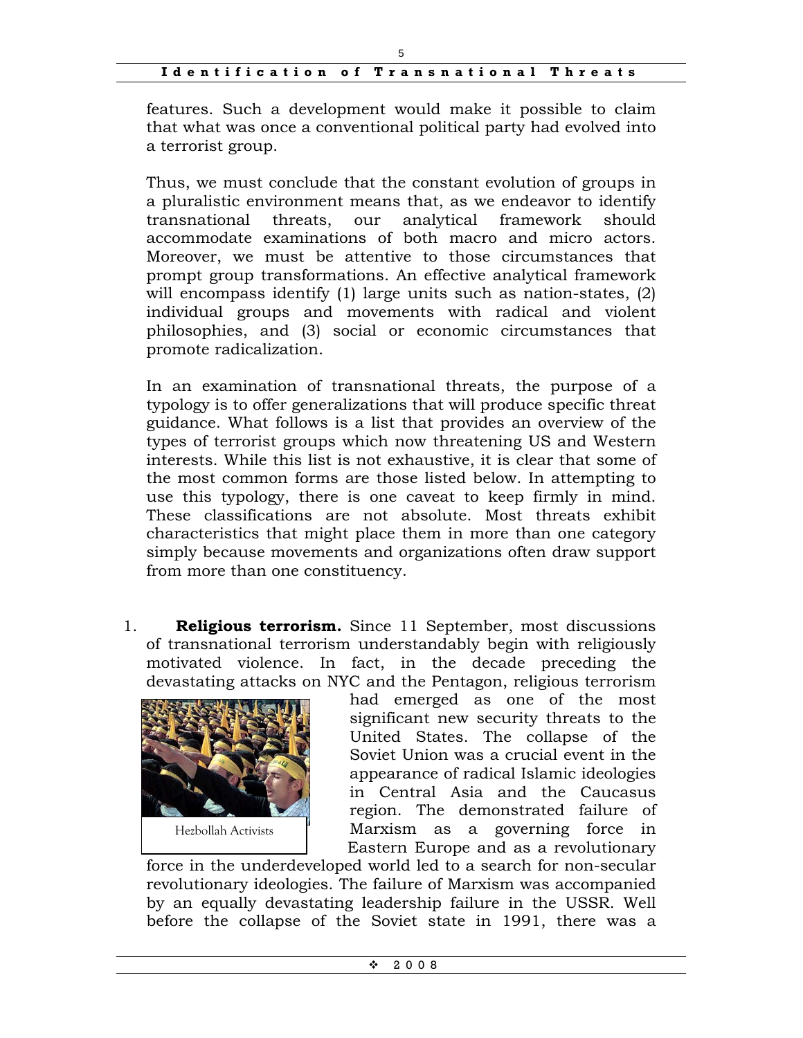features. Such a development would make it possible to claim that what was once a conventional political party had evolved into a terrorist group.

Thus, we must conclude that the constant evolution of groups in a pluralistic environment means that, as we endeavor to identify transnational threats, our analytical framework should accommodate examinations of both macro and micro actors. Moreover, we must be attentive to those circumstances that prompt group transformations. An effective analytical framework will encompass identify (1) large units such as nation-states, (2) individual groups and movements with radical and violent philosophies, and (3) social or economic circumstances that promote radicalization.

In an examination of transnational threats, the purpose of a typology is to offer generalizations that will produce specific threat guidance. What follows is a list that provides an overview of the types of terrorist groups which now threatening US and Western interests. While this list is not exhaustive, it is clear that some of the most common forms are those listed below. In attempting to use this typology, there is one caveat to keep firmly in mind. These classifications are not absolute. Most threats exhibit characteristics that might place them in more than one category simply because movements and organizations often draw support from more than one constituency.

1. **Religious terrorism.** Since 11 September, most discussions of transnational terrorism understandably begin with religiously motivated violence. In fact, in the decade preceding the devastating attacks on NYC and the Pentagon, religious terrorism had emerged as one of the most significant new security threats to the United States. The collapse of the Soviet Union was a crucial event in the appearance of radical Islamic ideologies in Central Asia and the Caucasus region. The demonstrated failure of Marxism as a governing force in Eastern Europe and as a revolutionary force in the underdeveloped world led to a search for non-secular revolutionary ideologies. The failure of Marxism was accompanied by an equally devastating leadership failure in the USSR. Well before the collapse of the Soviet state in 1991, there was a

Hezbollah Activists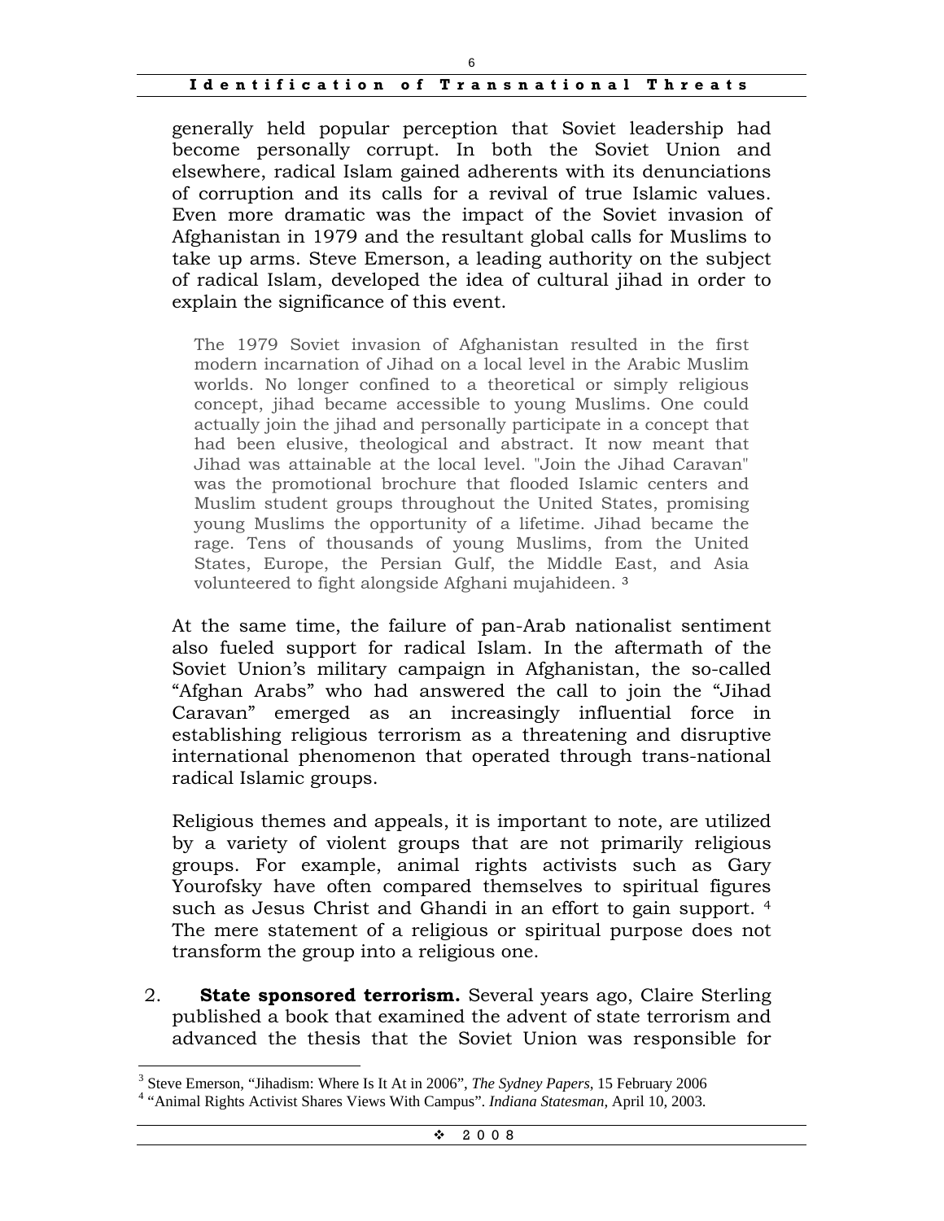generally held popular perception that Soviet leadership had become personally corrupt. In both the Soviet Union and elsewhere, radical Islam gained adherents with its denunciations of corruption and its calls for a revival of true Islamic values. Even more dramatic was the impact of the Soviet invasion of Afghanistan in 1979 and the resultant global calls for Muslims to take up arms. Steve Emerson, a leading authority on the subject of radical Islam, developed the idea of cultural jihad in order to explain the significance of this event.

> The 1979 Soviet invasion of Afghanistan resulted in the first modern incarnation of Jihad on a local level in the Arabic Muslim worlds. No longer confined to a theoretical or simply religious concept, jihad became accessible to young Muslims. One could actually join the jihad and personally participate in a concept that had been elusive, theological and abstract. It now meant that Jihad was attainable at the local level. "Join the Jihad Caravan" was the promotional brochure that flooded Islamic centers and Muslim student groups throughout the United States, promising young Muslims the opportunity of a lifetime. Jihad became the rage. Tens of thousands of young Muslims, from the United States, Europe, the Persian Gulf, the Middle East, and Asia volunteered to fight alongside Afghani mujahideen. [3]

At the same time, the failure of pan-Arab nationalist sentiment also fueled support for radical Islam. In the aftermath of the Soviet Union's military campaign in Afghanistan, the so-called "Afghan Arabs" who had answered the call to join the "Jihad Caravan" emerged as an increasingly influential force in establishing religious terrorism as a threatening and disruptive international phenomenon that operated through trans-national radical Islamic groups.

Religious themes and appeals, it is important to note, are utilized by a variety of violent groups that are not primarily religious groups. For example, animal rights activists such as Gary Yourofsky have often compared themselves to spiritual figures such as Jesus Christ and Ghandi in an effort to gain support. [4] The mere statement of a religious or spiritual purpose does not transform the group into a religious one.

2. **State sponsored terrorism.** Several years ago, Claire Sterling published a book that examined the advent of state terrorism and advanced the thesis that the Soviet Union was responsible for

---

[3] Steve Emerson, "Jihadism: Where Is It At in 2006", *The Sydney Papers*, 15 February 2006

[4] "Animal Rights Activist Shares Views With Campus". *Indiana Statesman*, April 10, 2003.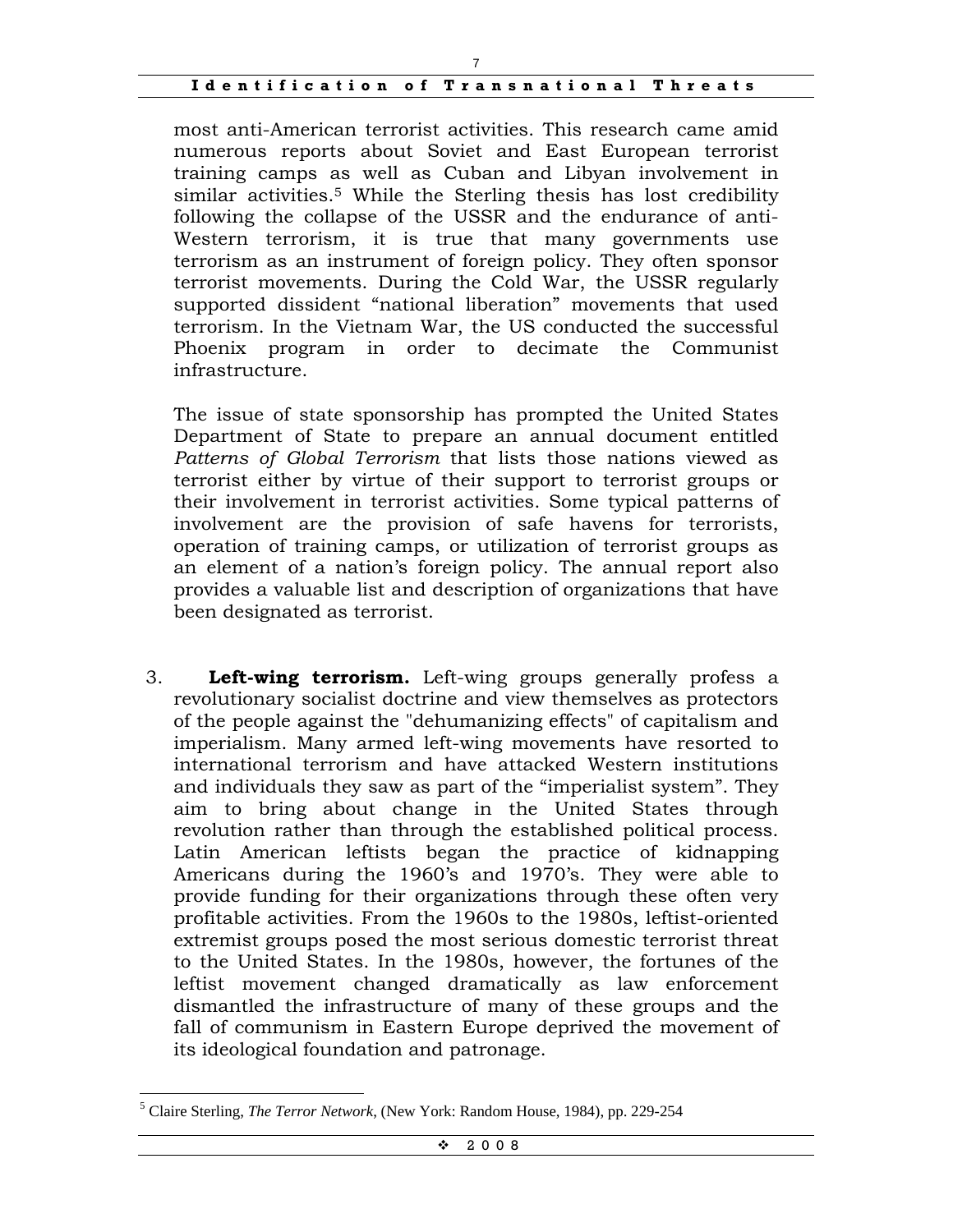most anti-American terrorist activities. This research came amid numerous reports about Soviet and East European terrorist training camps as well as Cuban and Libyan involvement in similar activities.[5] While the Sterling thesis has lost credibility following the collapse of the USSR and the endurance of anti-Western terrorism, it is true that many governments use terrorism as an instrument of foreign policy. They often sponsor terrorist movements. During the Cold War, the USSR regularly supported dissident "national liberation" movements that used terrorism. In the Vietnam War, the US conducted the successful Phoenix program in order to decimate the Communist infrastructure.

The issue of state sponsorship has prompted the United States Department of State to prepare an annual document entitled *Patterns of Global Terrorism* that lists those nations viewed as terrorist either by virtue of their support to terrorist groups or their involvement in terrorist activities. Some typical patterns of involvement are the provision of safe havens for terrorists, operation of training camps, or utilization of terrorist groups as an element of a nation's foreign policy. The annual report also provides a valuable list and description of organizations that have been designated as terrorist.

3. **Left-wing terrorism.** Left-wing groups generally profess a revolutionary socialist doctrine and view themselves as protectors of the people against the "dehumanizing effects" of capitalism and imperialism. Many armed left-wing movements have resorted to international terrorism and have attacked Western institutions and individuals they saw as part of the "imperialist system". They aim to bring about change in the United States through revolution rather than through the established political process. Latin American leftists began the practice of kidnapping Americans during the 1960's and 1970's. They were able to provide funding for their organizations through these often very profitable activities. From the 1960s to the 1980s, leftist-oriented extremist groups posed the most serious domestic terrorist threat to the United States. In the 1980s, however, the fortunes of the leftist movement changed dramatically as law enforcement dismantled the infrastructure of many of these groups and the fall of communism in Eastern Europe deprived the movement of its ideological foundation and patronage.

[5] Claire Sterling, *The Terror Network*, (New York: Random House, 1984), pp. 229-254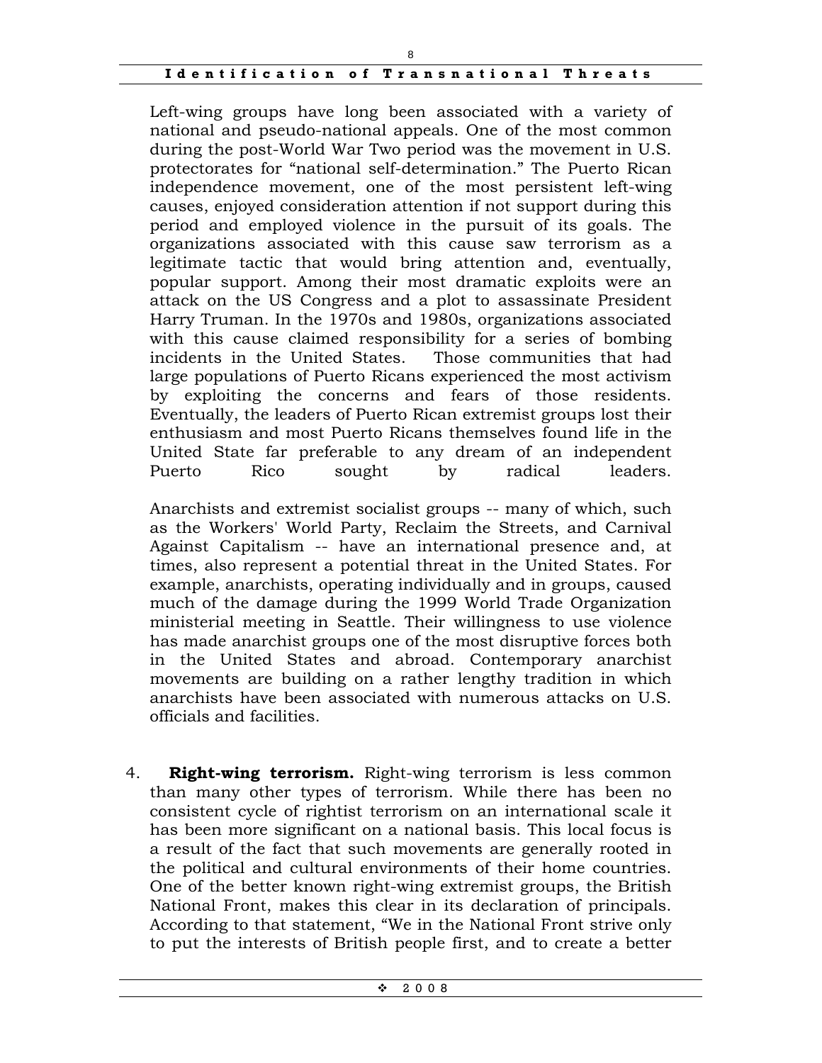Left-wing groups have long been associated with a variety of national and pseudo-national appeals. One of the most common during the post-World War Two period was the movement in U.S. protectorates for "national self-determination." The Puerto Rican independence movement, one of the most persistent left-wing causes, enjoyed consideration attention if not support during this period and employed violence in the pursuit of its goals. The organizations associated with this cause saw terrorism as a legitimate tactic that would bring attention and, eventually, popular support. Among their most dramatic exploits were an attack on the US Congress and a plot to assassinate President Harry Truman. In the 1970s and 1980s, organizations associated with this cause claimed responsibility for a series of bombing incidents in the United States. Those communities that had large populations of Puerto Ricans experienced the most activism by exploiting the concerns and fears of those residents. Eventually, the leaders of Puerto Rican extremist groups lost their enthusiasm and most Puerto Ricans themselves found life in the United State far preferable to any dream of an independent Puerto Rico sought by radical leaders.

Anarchists and extremist socialist groups -- many of which, such as the Workers' World Party, Reclaim the Streets, and Carnival Against Capitalism -- have an international presence and, at times, also represent a potential threat in the United States. For example, anarchists, operating individually and in groups, caused much of the damage during the 1999 World Trade Organization ministerial meeting in Seattle. Their willingness to use violence has made anarchist groups one of the most disruptive forces both in the United States and abroad. Contemporary anarchist movements are building on a rather lengthy tradition in which anarchists have been associated with numerous attacks on U.S. officials and facilities.

4. **Right-wing terrorism.** Right-wing terrorism is less common than many other types of terrorism. While there has been no consistent cycle of rightist terrorism on an international scale it has been more significant on a national basis. This local focus is a result of the fact that such movements are generally rooted in the political and cultural environments of their home countries. One of the better known right-wing extremist groups, the British National Front, makes this clear in its declaration of principals. According to that statement, "We in the National Front strive only to put the interests of British people first, and to create a better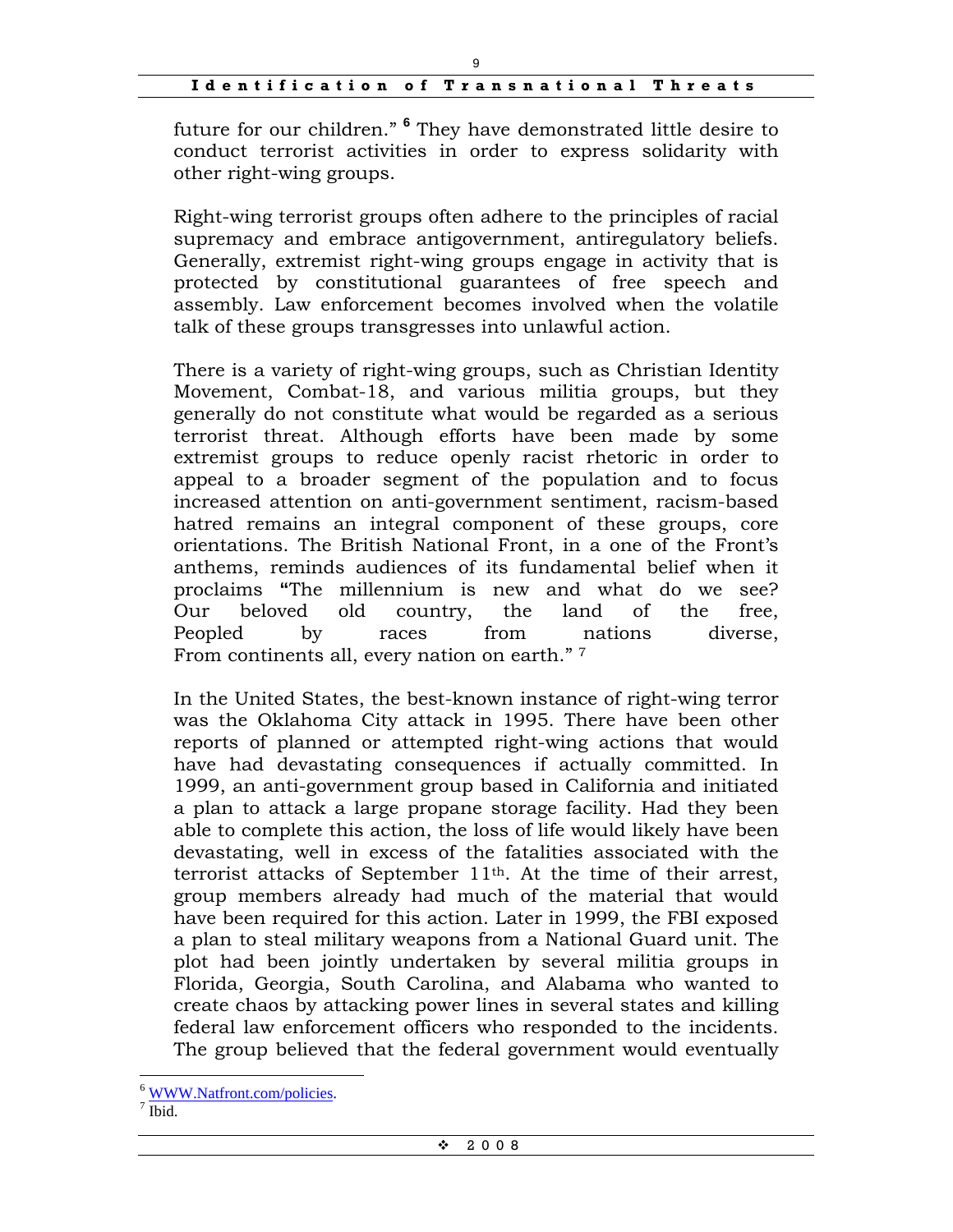future for our children." [6] They have demonstrated little desire to conduct terrorist activities in order to express solidarity with other right-wing groups.

Right-wing terrorist groups often adhere to the principles of racial supremacy and embrace antigovernment, antiregulatory beliefs. Generally, extremist right-wing groups engage in activity that is protected by constitutional guarantees of free speech and assembly. Law enforcement becomes involved when the volatile talk of these groups transgresses into unlawful action.

There is a variety of right-wing groups, such as Christian Identity Movement, Combat-18, and various militia groups, but they generally do not constitute what would be regarded as a serious terrorist threat. Although efforts have been made by some extremist groups to reduce openly racist rhetoric in order to appeal to a broader segment of the population and to focus increased attention on anti-government sentiment, racism-based hatred remains an integral component of these groups, core orientations. The British National Front, in a one of the Front's anthems, reminds audiences of its fundamental belief when it proclaims "The millennium is new and what do we see? Our beloved old country, the land of the free, Peopled by races from nations diverse, From continents all, every nation on earth." [7]

In the United States, the best-known instance of right-wing terror was the Oklahoma City attack in 1995. There have been other reports of planned or attempted right-wing actions that would have had devastating consequences if actually committed. In 1999, an anti-government group based in California and initiated a plan to attack a large propane storage facility. Had they been able to complete this action, the loss of life would likely have been devastating, well in excess of the fatalities associated with the terrorist attacks of September 11th. At the time of their arrest, group members already had much of the material that would have been required for this action. Later in 1999, the FBI exposed a plan to steal military weapons from a National Guard unit. The plot had been jointly undertaken by several militia groups in Florida, Georgia, South Carolina, and Alabama who wanted to create chaos by attacking power lines in several states and killing federal law enforcement officers who responded to the incidents. The group believed that the federal government would eventually

---

[6] WWW.Natfront.com/policies.

[7] Ibid.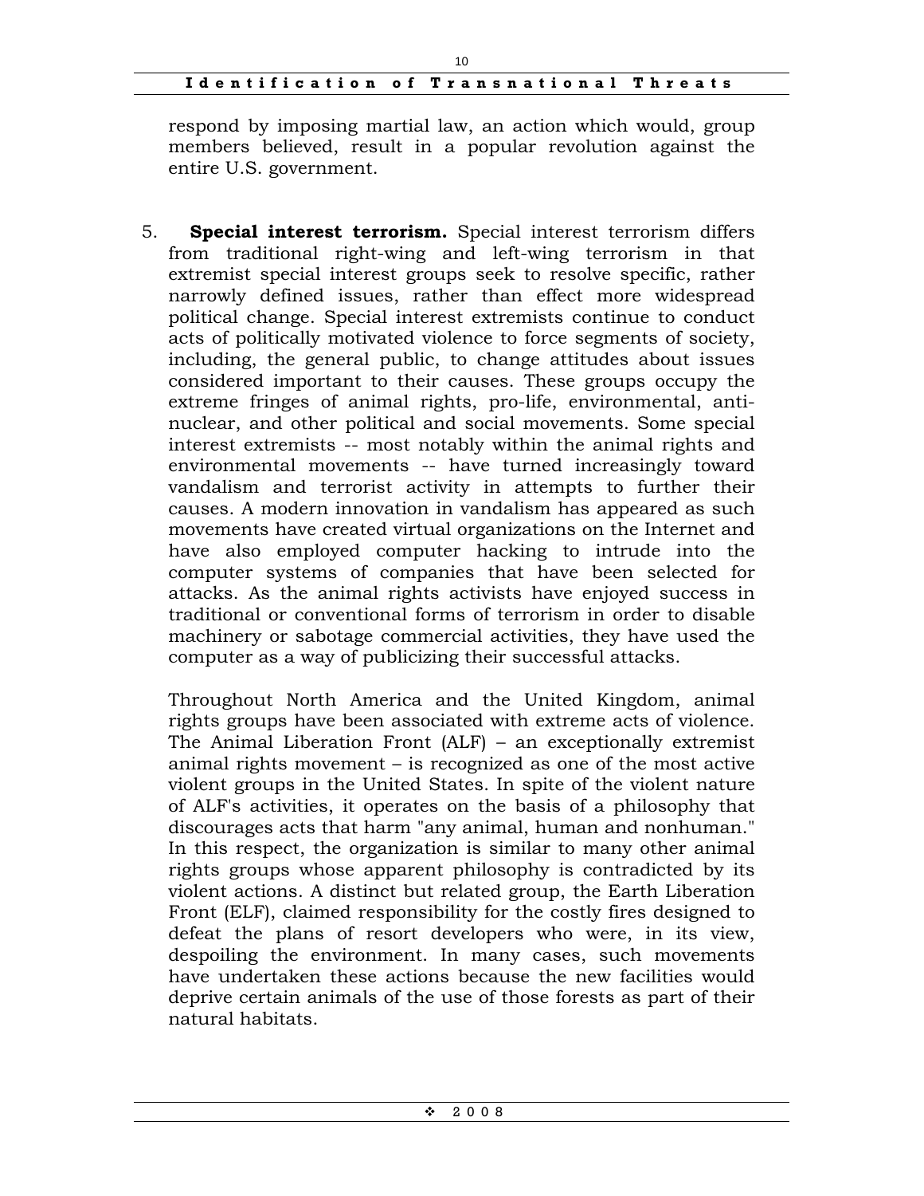respond by imposing martial law, an action which would, group members believed, result in a popular revolution against the entire U.S. government.

5. **Special interest terrorism.** Special interest terrorism differs from traditional right-wing and left-wing terrorism in that extremist special interest groups seek to resolve specific, rather narrowly defined issues, rather than effect more widespread political change. Special interest extremists continue to conduct acts of politically motivated violence to force segments of society, including, the general public, to change attitudes about issues considered important to their causes. These groups occupy the extreme fringes of animal rights, pro-life, environmental, anti-nuclear, and other political and social movements. Some special interest extremists -- most notably within the animal rights and environmental movements -- have turned increasingly toward vandalism and terrorist activity in attempts to further their causes. A modern innovation in vandalism has appeared as such movements have created virtual organizations on the Internet and have also employed computer hacking to intrude into the computer systems of companies that have been selected for attacks. As the animal rights activists have enjoyed success in traditional or conventional forms of terrorism in order to disable machinery or sabotage commercial activities, they have used the computer as a way of publicizing their successful attacks.

   Throughout North America and the United Kingdom, animal rights groups have been associated with extreme acts of violence. The Animal Liberation Front (ALF) – an exceptionally extremist animal rights movement – is recognized as one of the most active violent groups in the United States. In spite of the violent nature of ALF's activities, it operates on the basis of a philosophy that discourages acts that harm "any animal, human and nonhuman." In this respect, the organization is similar to many other animal rights groups whose apparent philosophy is contradicted by its violent actions. A distinct but related group, the Earth Liberation Front (ELF), claimed responsibility for the costly fires designed to defeat the plans of resort developers who were, in its view, despoiling the environment. In many cases, such movements have undertaken these actions because the new facilities would deprive certain animals of the use of those forests as part of their natural habitats.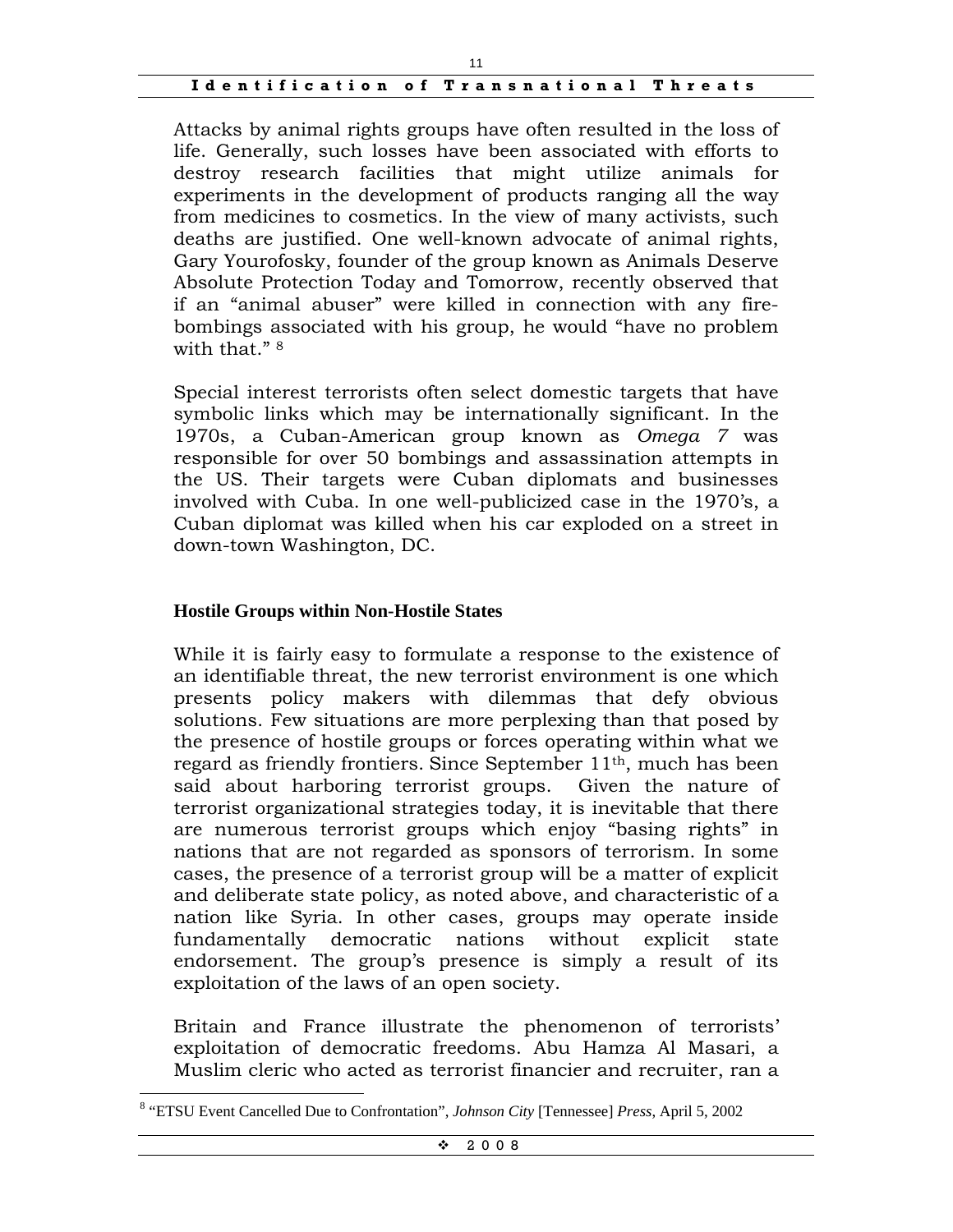Attacks by animal rights groups have often resulted in the loss of life. Generally, such losses have been associated with efforts to destroy research facilities that might utilize animals for experiments in the development of products ranging all the way from medicines to cosmetics. In the view of many activists, such deaths are justified. One well-known advocate of animal rights, Gary Yourofosky, founder of the group known as Animals Deserve Absolute Protection Today and Tomorrow, recently observed that if an "animal abuser" were killed in connection with any fire-bombings associated with his group, he would "have no problem with that." [8]

Special interest terrorists often select domestic targets that have symbolic links which may be internationally significant. In the 1970s, a Cuban-American group known as *Omega 7* was responsible for over 50 bombings and assassination attempts in the US. Their targets were Cuban diplomats and businesses involved with Cuba. In one well-publicized case in the 1970's, a Cuban diplomat was killed when his car exploded on a street in down-town Washington, DC.

**Hostile Groups within Non-Hostile States**

While it is fairly easy to formulate a response to the existence of an identifiable threat, the new terrorist environment is one which presents policy makers with dilemmas that defy obvious solutions. Few situations are more perplexing than that posed by the presence of hostile groups or forces operating within what we regard as friendly frontiers. Since September 11th, much has been said about harboring terrorist groups. Given the nature of terrorist organizational strategies today, it is inevitable that there are numerous terrorist groups which enjoy "basing rights" in nations that are not regarded as sponsors of terrorism. In some cases, the presence of a terrorist group will be a matter of explicit and deliberate state policy, as noted above, and characteristic of a nation like Syria. In other cases, groups may operate inside fundamentally democratic nations without explicit state endorsement. The group's presence is simply a result of its exploitation of the laws of an open society.

Britain and France illustrate the phenomenon of terrorists' exploitation of democratic freedoms. Abu Hamza Al Masari, a Muslim cleric who acted as terrorist financier and recruiter, ran a

[8] "ETSU Event Cancelled Due to Confrontation", *Johnson City* [Tennessee] *Press*, April 5, 2002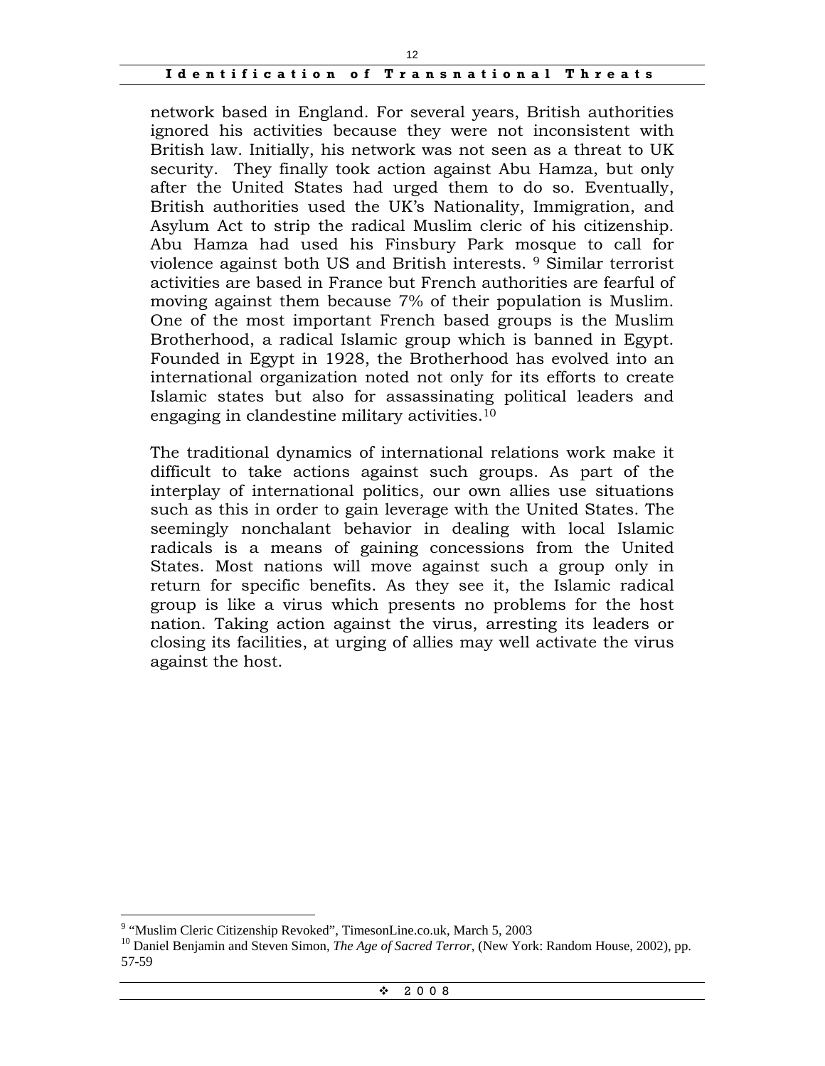network based in England. For several years, British authorities ignored his activities because they were not inconsistent with British law. Initially, his network was not seen as a threat to UK security. They finally took action against Abu Hamza, but only after the United States had urged them to do so. Eventually, British authorities used the UK's Nationality, Immigration, and Asylum Act to strip the radical Muslim cleric of his citizenship. Abu Hamza had used his Finsbury Park mosque to call for violence against both US and British interests. [9] Similar terrorist activities are based in France but French authorities are fearful of moving against them because 7% of their population is Muslim. One of the most important French based groups is the Muslim Brotherhood, a radical Islamic group which is banned in Egypt. Founded in Egypt in 1928, the Brotherhood has evolved into an international organization noted not only for its efforts to create Islamic states but also for assassinating political leaders and engaging in clandestine military activities.[10]

The traditional dynamics of international relations work make it difficult to take actions against such groups. As part of the interplay of international politics, our own allies use situations such as this in order to gain leverage with the United States. The seemingly nonchalant behavior in dealing with local Islamic radicals is a means of gaining concessions from the United States. Most nations will move against such a group only in return for specific benefits. As they see it, the Islamic radical group is like a virus which presents no problems for the host nation. Taking action against the virus, arresting its leaders or closing its facilities, at urging of allies may well activate the virus against the host.

---

[9] "Muslim Cleric Citizenship Revoked", TimesonLine.co.uk, March 5, 2003

[10] Daniel Benjamin and Steven Simon, *The Age of Sacred Terror*, (New York: Random House, 2002), pp. 57-59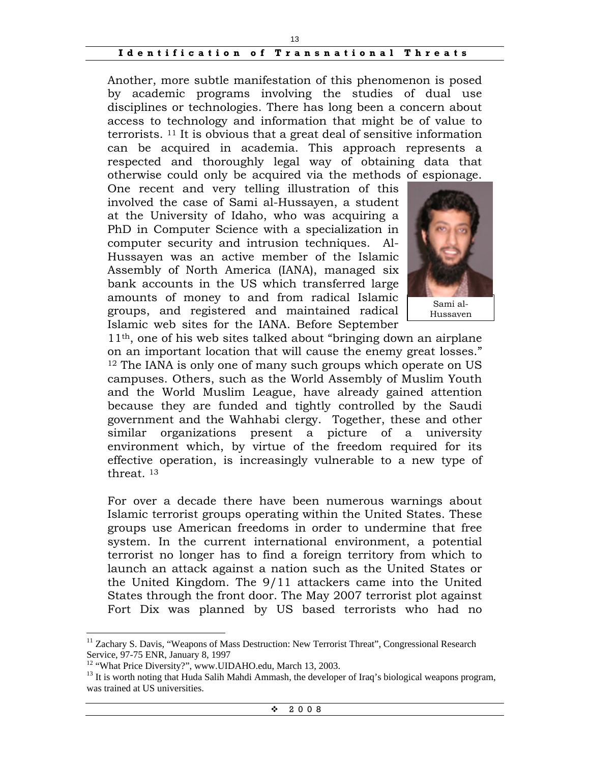Another, more subtle manifestation of this phenomenon is posed by academic programs involving the studies of dual use disciplines or technologies. There has long been a concern about access to technology and information that might be of value to terrorists. [11] It is obvious that a great deal of sensitive information can be acquired in academia. This approach represents a respected and thoroughly legal way of obtaining data that otherwise could only be acquired via the methods of espionage. One recent and very telling illustration of this involved the case of Sami al-Hussayen, a student at the University of Idaho, who was acquiring a PhD in Computer Science with a specialization in computer security and intrusion techniques. Al-Hussayen was an active member of the Islamic Assembly of North America (IANA), managed six bank accounts in the US which transferred large amounts of money to and from radical Islamic groups, and registered and maintained radical Islamic web sites for the IANA. Before September 11th, one of his web sites talked about "bringing down an airplane on an important location that will cause the enemy great losses." [12] The IANA is only one of many such groups which operate on US campuses. Others, such as the World Assembly of Muslim Youth and the World Muslim League, have already gained attention because they are funded and tightly controlled by the Saudi government and the Wahhabi clergy. Together, these and other similar organizations present a picture of a university environment which, by virtue of the freedom required for its effective operation, is increasingly vulnerable to a new type of threat. [13]

Sami al-Hussayen

For over a decade there have been numerous warnings about Islamic terrorist groups operating within the United States. These groups use American freedoms in order to undermine that free system. In the current international environment, a potential terrorist no longer has to find a foreign territory from which to launch an attack against a nation such as the United States or the United Kingdom. The 9/11 attackers came into the United States through the front door. The May 2007 terrorist plot against Fort Dix was planned by US based terrorists who had no

---

[11] Zachary S. Davis, "Weapons of Mass Destruction: New Terrorist Threat", Congressional Research Service, 97-75 ENR, January 8, 1997

[12] "What Price Diversity?", www.UIDAHO.edu, March 13, 2003.

[13] It is worth noting that Huda Salih Mahdi Ammash, the developer of Iraq's biological weapons program, was trained at US universities.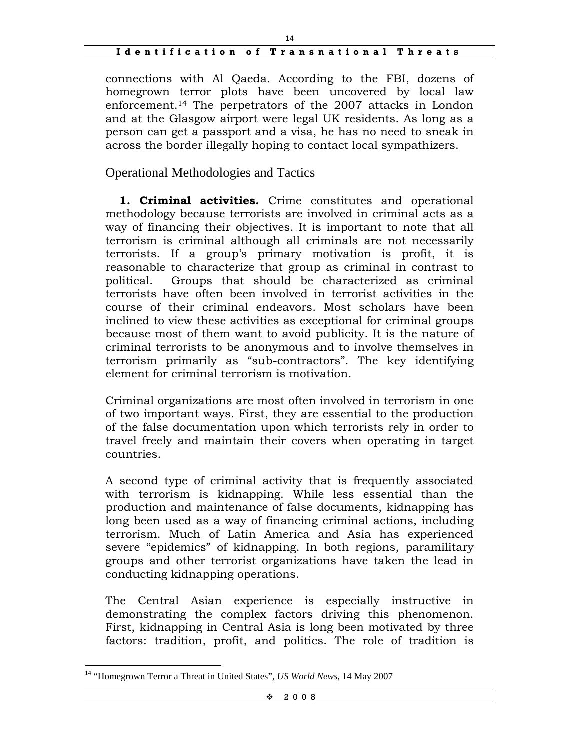connections with Al Qaeda. According to the FBI, dozens of homegrown terror plots have been uncovered by local law enforcement.[14] The perpetrators of the 2007 attacks in London and at the Glasgow airport were legal UK residents. As long as a person can get a passport and a visa, he has no need to sneak in across the border illegally hoping to contact local sympathizers.

## Operational Methodologies and Tactics

**1. Criminal activities.** Crime constitutes and operational methodology because terrorists are involved in criminal acts as a way of financing their objectives. It is important to note that all terrorism is criminal although all criminals are not necessarily terrorists. If a group's primary motivation is profit, it is reasonable to characterize that group as criminal in contrast to political. Groups that should be characterized as criminal terrorists have often been involved in terrorist activities in the course of their criminal endeavors. Most scholars have been inclined to view these activities as exceptional for criminal groups because most of them want to avoid publicity. It is the nature of criminal terrorists to be anonymous and to involve themselves in terrorism primarily as "sub-contractors". The key identifying element for criminal terrorism is motivation.

Criminal organizations are most often involved in terrorism in one of two important ways. First, they are essential to the production of the false documentation upon which terrorists rely in order to travel freely and maintain their covers when operating in target countries.

A second type of criminal activity that is frequently associated with terrorism is kidnapping. While less essential than the production and maintenance of false documents, kidnapping has long been used as a way of financing criminal actions, including terrorism. Much of Latin America and Asia has experienced severe "epidemics" of kidnapping. In both regions, paramilitary groups and other terrorist organizations have taken the lead in conducting kidnapping operations.

The Central Asian experience is especially instructive in demonstrating the complex factors driving this phenomenon. First, kidnapping in Central Asia is long been motivated by three factors: tradition, profit, and politics. The role of tradition is

[14] "Homegrown Terror a Threat in United States", *US World News*, 14 May 2007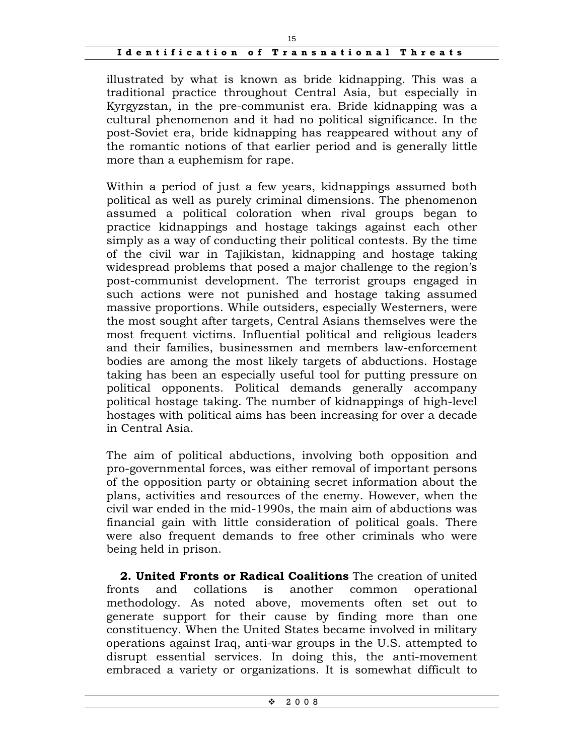illustrated by what is known as bride kidnapping. This was a traditional practice throughout Central Asia, but especially in Kyrgyzstan, in the pre-communist era. Bride kidnapping was a cultural phenomenon and it had no political significance. In the post-Soviet era, bride kidnapping has reappeared without any of the romantic notions of that earlier period and is generally little more than a euphemism for rape.

Within a period of just a few years, kidnappings assumed both political as well as purely criminal dimensions. The phenomenon assumed a political coloration when rival groups began to practice kidnappings and hostage takings against each other simply as a way of conducting their political contests. By the time of the civil war in Tajikistan, kidnapping and hostage taking widespread problems that posed a major challenge to the region's post-communist development. The terrorist groups engaged in such actions were not punished and hostage taking assumed massive proportions. While outsiders, especially Westerners, were the most sought after targets, Central Asians themselves were the most frequent victims. Influential political and religious leaders and their families, businessmen and members law-enforcement bodies are among the most likely targets of abductions. Hostage taking has been an especially useful tool for putting pressure on political opponents. Political demands generally accompany political hostage taking. The number of kidnappings of high-level hostages with political aims has been increasing for over a decade in Central Asia.

The aim of political abductions, involving both opposition and pro-governmental forces, was either removal of important persons of the opposition party or obtaining secret information about the plans, activities and resources of the enemy. However, when the civil war ended in the mid-1990s, the main aim of abductions was financial gain with little consideration of political goals. There were also frequent demands to free other criminals who were being held in prison.

**2. United Fronts or Radical Coalitions** The creation of united fronts and collations is another common operational methodology. As noted above, movements often set out to generate support for their cause by finding more than one constituency. When the United States became involved in military operations against Iraq, anti-war groups in the U.S. attempted to disrupt essential services. In doing this, the anti-movement embraced a variety or organizations. It is somewhat difficult to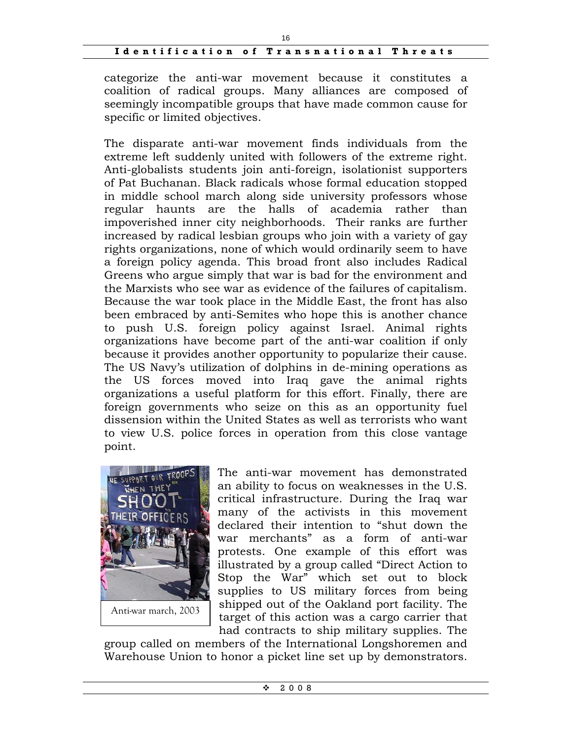categorize the anti-war movement because it constitutes a coalition of radical groups. Many alliances are composed of seemingly incompatible groups that have made common cause for specific or limited objectives.

The disparate anti-war movement finds individuals from the extreme left suddenly united with followers of the extreme right. Anti-globalists students join anti-foreign, isolationist supporters of Pat Buchanan. Black radicals whose formal education stopped in middle school march along side university professors whose regular haunts are the halls of academia rather than impoverished inner city neighborhoods. Their ranks are further increased by radical lesbian groups who join with a variety of gay rights organizations, none of which would ordinarily seem to have a foreign policy agenda. This broad front also includes Radical Greens who argue simply that war is bad for the environment and the Marxists who see war as evidence of the failures of capitalism. Because the war took place in the Middle East, the front has also been embraced by anti-Semites who hope this is another chance to push U.S. foreign policy against Israel. Animal rights organizations have become part of the anti-war coalition if only because it provides another opportunity to popularize their cause. The US Navy's utilization of dolphins in de-mining operations as the US forces moved into Iraq gave the animal rights organizations a useful platform for this effort. Finally, there are foreign governments who seize on this as an opportunity fuel dissension within the United States as well as terrorists who want to view U.S. police forces in operation from this close vantage point.

Anti-war march, 2003

The anti-war movement has demonstrated an ability to focus on weaknesses in the U.S. critical infrastructure. During the Iraq war many of the activists in this movement declared their intention to "shut down the war merchants" as a form of anti-war protests. One example of this effort was illustrated by a group called "Direct Action to Stop the War" which set out to block supplies to US military forces from being shipped out of the Oakland port facility. The target of this action was a cargo carrier that had contracts to ship military supplies. The group called on members of the International Longshoremen and Warehouse Union to honor a picket line set up by demonstrators.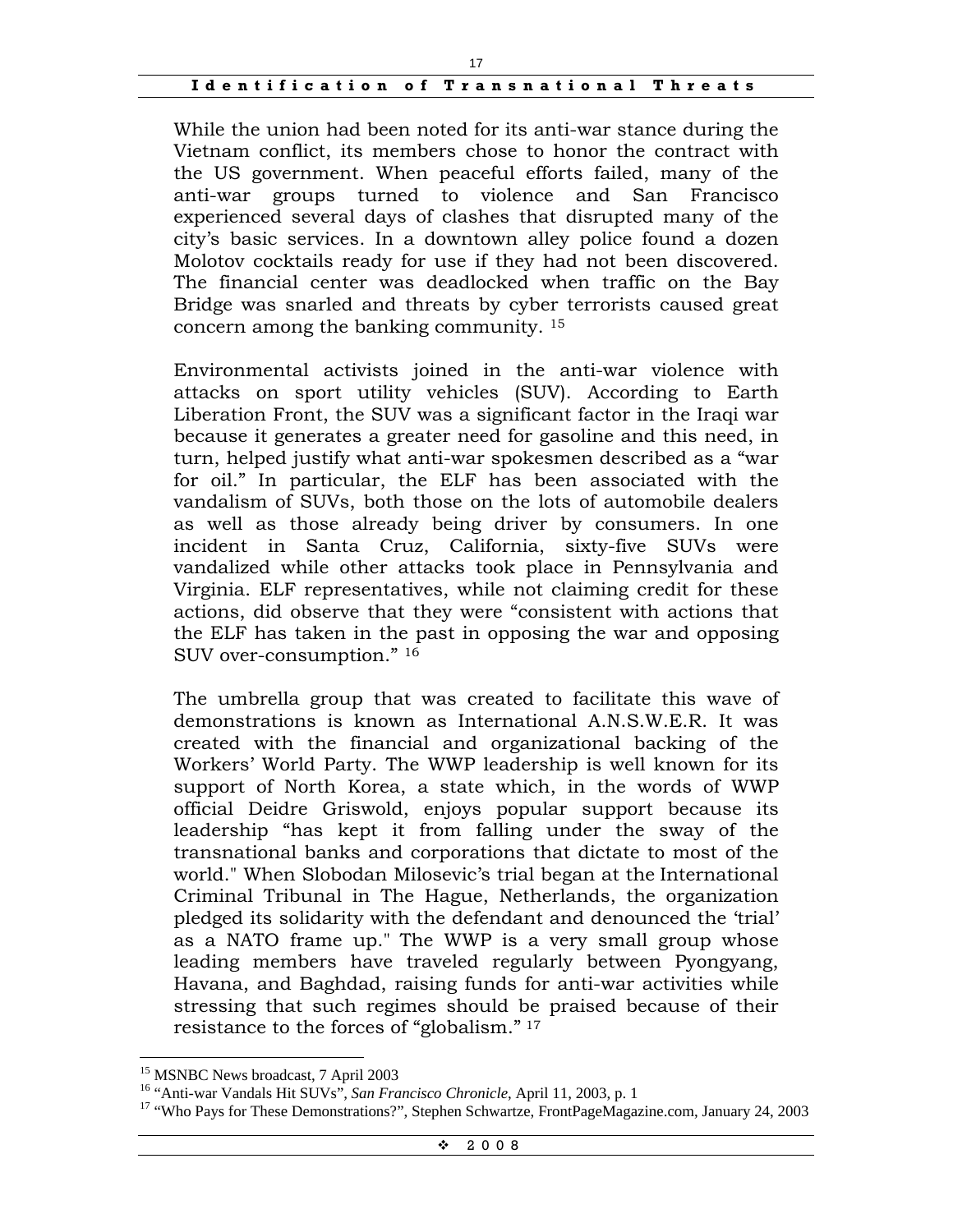While the union had been noted for its anti-war stance during the Vietnam conflict, its members chose to honor the contract with the US government. When peaceful efforts failed, many of the anti-war groups turned to violence and San Francisco experienced several days of clashes that disrupted many of the city's basic services. In a downtown alley police found a dozen Molotov cocktails ready for use if they had not been discovered. The financial center was deadlocked when traffic on the Bay Bridge was snarled and threats by cyber terrorists caused great concern among the banking community. [15]

Environmental activists joined in the anti-war violence with attacks on sport utility vehicles (SUV). According to Earth Liberation Front, the SUV was a significant factor in the Iraqi war because it generates a greater need for gasoline and this need, in turn, helped justify what anti-war spokesmen described as a "war for oil." In particular, the ELF has been associated with the vandalism of SUVs, both those on the lots of automobile dealers as well as those already being driver by consumers. In one incident in Santa Cruz, California, sixty-five SUVs were vandalized while other attacks took place in Pennsylvania and Virginia. ELF representatives, while not claiming credit for these actions, did observe that they were "consistent with actions that the ELF has taken in the past in opposing the war and opposing SUV over-consumption." [16]

The umbrella group that was created to facilitate this wave of demonstrations is known as International A.N.S.W.E.R. It was created with the financial and organizational backing of the Workers' World Party. The WWP leadership is well known for its support of North Korea, a state which, in the words of WWP official Deidre Griswold, enjoys popular support because its leadership "has kept it from falling under the sway of the transnational banks and corporations that dictate to most of the world." When Slobodan Milosevic's trial began at the International Criminal Tribunal in The Hague, Netherlands, the organization pledged its solidarity with the defendant and denounced the 'trial' as a NATO frame up." The WWP is a very small group whose leading members have traveled regularly between Pyongyang, Havana, and Baghdad, raising funds for anti-war activities while stressing that such regimes should be praised because of their resistance to the forces of "globalism." [17]

---

[15] MSNBC News broadcast, 7 April 2003

[16] "Anti-war Vandals Hit SUVs", *San Francisco Chronicle*, April 11, 2003, p. 1

[17] "Who Pays for These Demonstrations?", Stephen Schwartze, FrontPageMagazine.com, January 24, 2003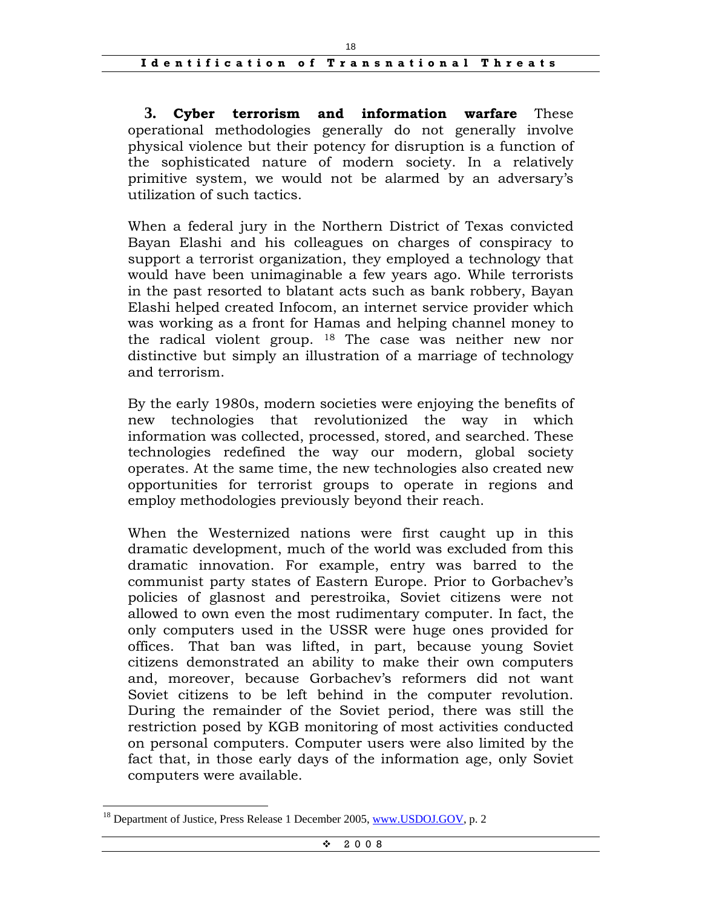**3. Cyber terrorism and information warfare** These operational methodologies generally do not generally involve physical violence but their potency for disruption is a function of the sophisticated nature of modern society. In a relatively primitive system, we would not be alarmed by an adversary's utilization of such tactics.

When a federal jury in the Northern District of Texas convicted Bayan Elashi and his colleagues on charges of conspiracy to support a terrorist organization, they employed a technology that would have been unimaginable a few years ago. While terrorists in the past resorted to blatant acts such as bank robbery, Bayan Elashi helped created Infocom, an internet service provider which was working as a front for Hamas and helping channel money to the radical violent group. [18] The case was neither new nor distinctive but simply an illustration of a marriage of technology and terrorism.

By the early 1980s, modern societies were enjoying the benefits of new technologies that revolutionized the way in which information was collected, processed, stored, and searched. These technologies redefined the way our modern, global society operates. At the same time, the new technologies also created new opportunities for terrorist groups to operate in regions and employ methodologies previously beyond their reach.

When the Westernized nations were first caught up in this dramatic development, much of the world was excluded from this dramatic innovation. For example, entry was barred to the communist party states of Eastern Europe. Prior to Gorbachev's policies of glasnost and perestroika, Soviet citizens were not allowed to own even the most rudimentary computer. In fact, the only computers used in the USSR were huge ones provided for offices. That ban was lifted, in part, because young Soviet citizens demonstrated an ability to make their own computers and, moreover, because Gorbachev's reformers did not want Soviet citizens to be left behind in the computer revolution. During the remainder of the Soviet period, there was still the restriction posed by KGB monitoring of most activities conducted on personal computers. Computer users were also limited by the fact that, in those early days of the information age, only Soviet computers were available.

---

[18] Department of Justice, Press Release 1 December 2005, www.USDOJ.GOV, p. 2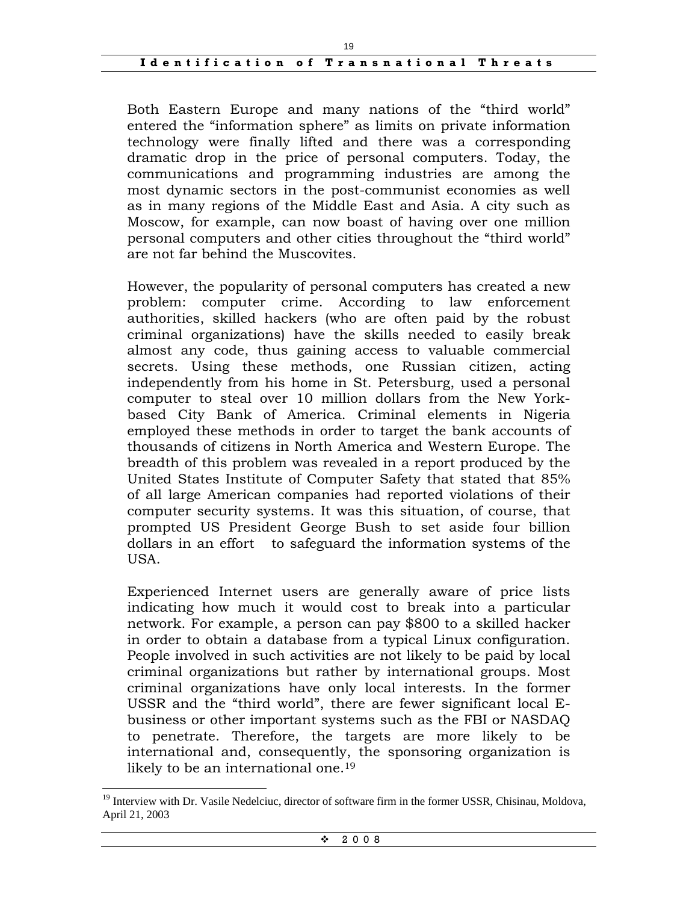Both Eastern Europe and many nations of the "third world" entered the "information sphere" as limits on private information technology were finally lifted and there was a corresponding dramatic drop in the price of personal computers. Today, the communications and programming industries are among the most dynamic sectors in the post-communist economies as well as in many regions of the Middle East and Asia. A city such as Moscow, for example, can now boast of having over one million personal computers and other cities throughout the "third world" are not far behind the Muscovites.

However, the popularity of personal computers has created a new problem: computer crime. According to law enforcement authorities, skilled hackers (who are often paid by the robust criminal organizations) have the skills needed to easily break almost any code, thus gaining access to valuable commercial secrets. Using these methods, one Russian citizen, acting independently from his home in St. Petersburg, used a personal computer to steal over 10 million dollars from the New York-based City Bank of America. Criminal elements in Nigeria employed these methods in order to target the bank accounts of thousands of citizens in North America and Western Europe. The breadth of this problem was revealed in a report produced by the United States Institute of Computer Safety that stated that 85% of all large American companies had reported violations of their computer security systems. It was this situation, of course, that prompted US President George Bush to set aside four billion dollars in an effort to safeguard the information systems of the USA.

Experienced Internet users are generally aware of price lists indicating how much it would cost to break into a particular network. For example, a person can pay $800 to a skilled hacker in order to obtain a database from a typical Linux configuration. People involved in such activities are not likely to be paid by local criminal organizations but rather by international groups. Most criminal organizations have only local interests. In the former USSR and the "third world", there are fewer significant local E-business or other important systems such as the FBI or NASDAQ to penetrate. Therefore, the targets are more likely to be international and, consequently, the sponsoring organization is likely to be an international one.[19]

---

[19] Interview with Dr. Vasile Nedelciuc, director of software firm in the former USSR, Chisinau, Moldova, April 21, 2003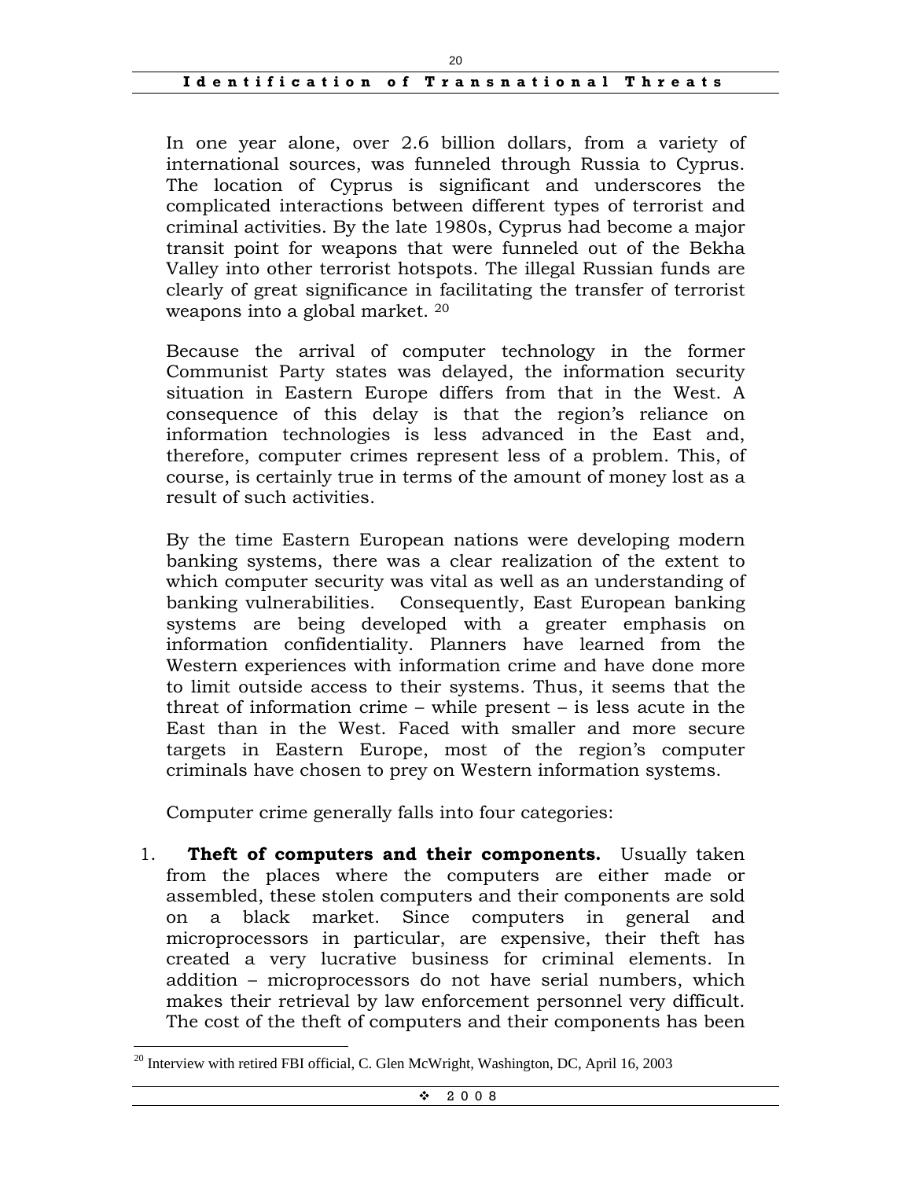In one year alone, over 2.6 billion dollars, from a variety of international sources, was funneled through Russia to Cyprus. The location of Cyprus is significant and underscores the complicated interactions between different types of terrorist and criminal activities. By the late 1980s, Cyprus had become a major transit point for weapons that were funneled out of the Bekha Valley into other terrorist hotspots. The illegal Russian funds are clearly of great significance in facilitating the transfer of terrorist weapons into a global market. [20]

Because the arrival of computer technology in the former Communist Party states was delayed, the information security situation in Eastern Europe differs from that in the West. A consequence of this delay is that the region's reliance on information technologies is less advanced in the East and, therefore, computer crimes represent less of a problem. This, of course, is certainly true in terms of the amount of money lost as a result of such activities.

By the time Eastern European nations were developing modern banking systems, there was a clear realization of the extent to which computer security was vital as well as an understanding of banking vulnerabilities. Consequently, East European banking systems are being developed with a greater emphasis on information confidentiality. Planners have learned from the Western experiences with information crime and have done more to limit outside access to their systems. Thus, it seems that the threat of information crime – while present – is less acute in the East than in the West. Faced with smaller and more secure targets in Eastern Europe, most of the region's computer criminals have chosen to prey on Western information systems.

Computer crime generally falls into four categories:

1. **Theft of computers and their components.** Usually taken from the places where the computers are either made or assembled, these stolen computers and their components are sold on a black market. Since computers in general and microprocessors in particular, are expensive, their theft has created a very lucrative business for criminal elements. In addition – microprocessors do not have serial numbers, which makes their retrieval by law enforcement personnel very difficult. The cost of the theft of computers and their components has been

[20] Interview with retired FBI official, C. Glen McWright, Washington, DC, April 16, 2003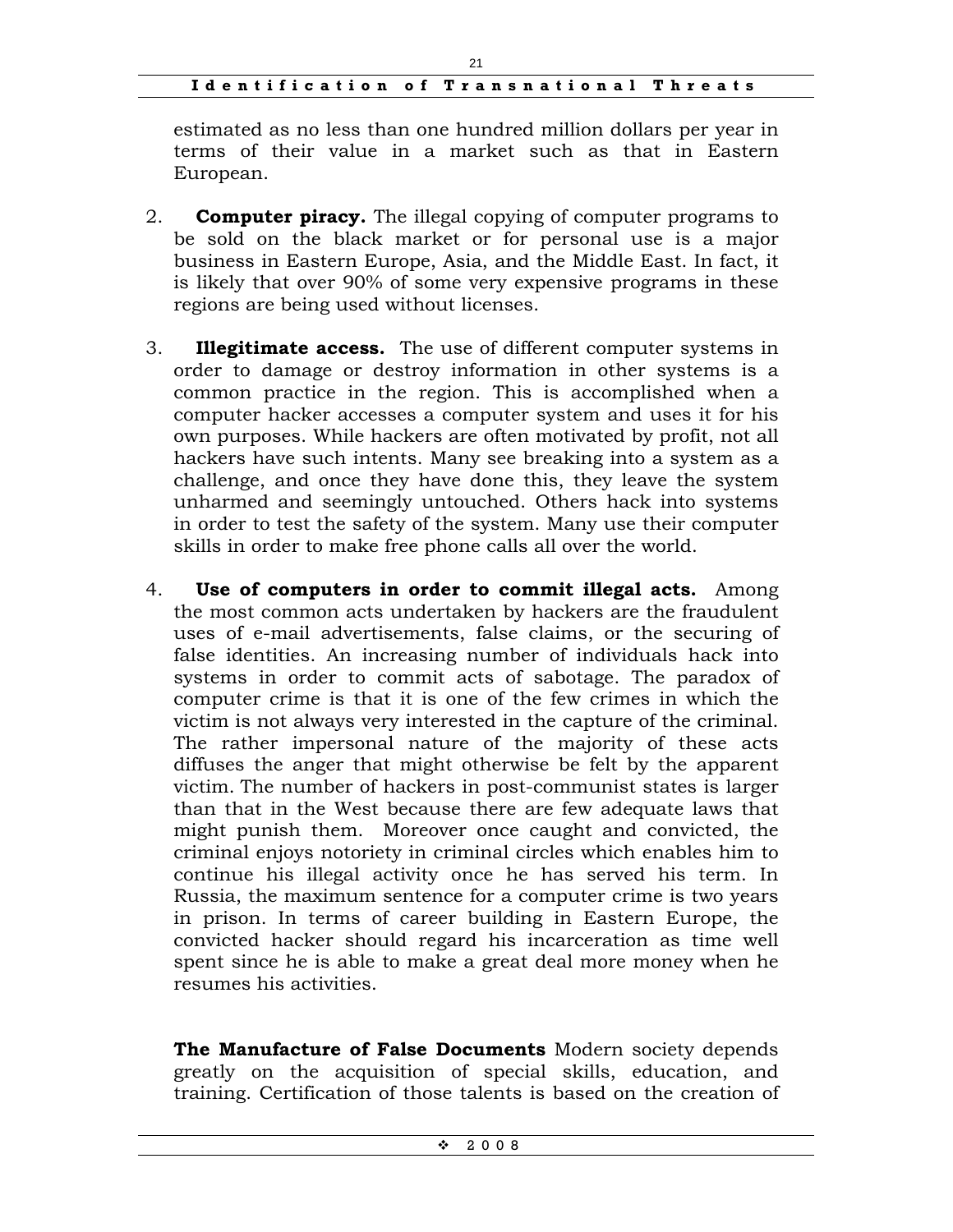estimated as no less than one hundred million dollars per year in terms of their value in a market such as that in Eastern European.

2. **Computer piracy.** The illegal copying of computer programs to be sold on the black market or for personal use is a major business in Eastern Europe, Asia, and the Middle East. In fact, it is likely that over 90% of some very expensive programs in these regions are being used without licenses.

3. **Illegitimate access.** The use of different computer systems in order to damage or destroy information in other systems is a common practice in the region. This is accomplished when a computer hacker accesses a computer system and uses it for his own purposes. While hackers are often motivated by profit, not all hackers have such intents. Many see breaking into a system as a challenge, and once they have done this, they leave the system unharmed and seemingly untouched. Others hack into systems in order to test the safety of the system. Many use their computer skills in order to make free phone calls all over the world.

4. **Use of computers in order to commit illegal acts.** Among the most common acts undertaken by hackers are the fraudulent uses of e-mail advertisements, false claims, or the securing of false identities. An increasing number of individuals hack into systems in order to commit acts of sabotage. The paradox of computer crime is that it is one of the few crimes in which the victim is not always very interested in the capture of the criminal. The rather impersonal nature of the majority of these acts diffuses the anger that might otherwise be felt by the apparent victim. The number of hackers in post-communist states is larger than that in the West because there are few adequate laws that might punish them. Moreover once caught and convicted, the criminal enjoys notoriety in criminal circles which enables him to continue his illegal activity once he has served his term. In Russia, the maximum sentence for a computer crime is two years in prison. In terms of career building in Eastern Europe, the convicted hacker should regard his incarceration as time well spent since he is able to make a great deal more money when he resumes his activities.

**The Manufacture of False Documents** Modern society depends greatly on the acquisition of special skills, education, and training. Certification of those talents is based on the creation of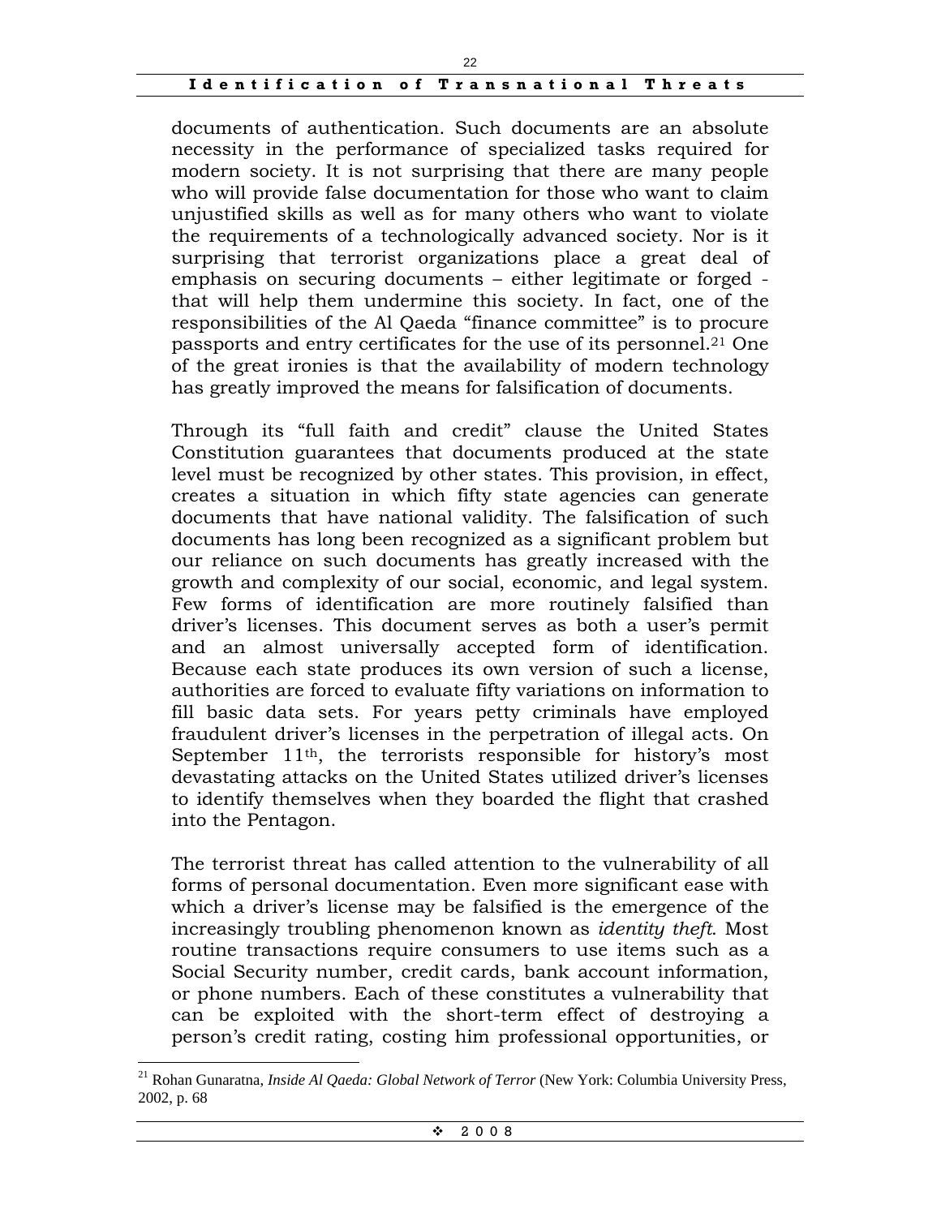documents of authentication. Such documents are an absolute necessity in the performance of specialized tasks required for modern society. It is not surprising that there are many people who will provide false documentation for those who want to claim unjustified skills as well as for many others who want to violate the requirements of a technologically advanced society. Nor is it surprising that terrorist organizations place a great deal of emphasis on securing documents – either legitimate or forged - that will help them undermine this society. In fact, one of the responsibilities of the Al Qaeda "finance committee" is to procure passports and entry certificates for the use of its personnel.[21] One of the great ironies is that the availability of modern technology has greatly improved the means for falsification of documents.

Through its "full faith and credit" clause the United States Constitution guarantees that documents produced at the state level must be recognized by other states. This provision, in effect, creates a situation in which fifty state agencies can generate documents that have national validity. The falsification of such documents has long been recognized as a significant problem but our reliance on such documents has greatly increased with the growth and complexity of our social, economic, and legal system. Few forms of identification are more routinely falsified than driver's licenses. This document serves as both a user's permit and an almost universally accepted form of identification. Because each state produces its own version of such a license, authorities are forced to evaluate fifty variations on information to fill basic data sets. For years petty criminals have employed fraudulent driver's licenses in the perpetration of illegal acts. On September 11th, the terrorists responsible for history's most devastating attacks on the United States utilized driver's licenses to identify themselves when they boarded the flight that crashed into the Pentagon.

The terrorist threat has called attention to the vulnerability of all forms of personal documentation. Even more significant ease with which a driver's license may be falsified is the emergence of the increasingly troubling phenomenon known as *identity theft*. Most routine transactions require consumers to use items such as a Social Security number, credit cards, bank account information, or phone numbers. Each of these constitutes a vulnerability that can be exploited with the short-term effect of destroying a person's credit rating, costing him professional opportunities, or

---

[21] Rohan Gunaratna, *Inside Al Qaeda: Global Network of Terror* (New York: Columbia University Press, 2002, p. 68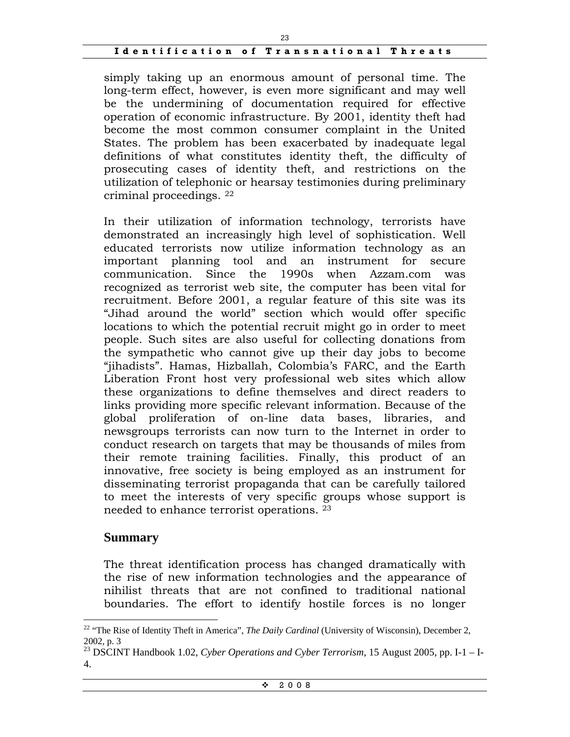simply taking up an enormous amount of personal time. The long-term effect, however, is even more significant and may well be the undermining of documentation required for effective operation of economic infrastructure. By 2001, identity theft had become the most common consumer complaint in the United States. The problem has been exacerbated by inadequate legal definitions of what constitutes identity theft, the difficulty of prosecuting cases of identity theft, and restrictions on the utilization of telephonic or hearsay testimonies during preliminary criminal proceedings. [22]

In their utilization of information technology, terrorists have demonstrated an increasingly high level of sophistication. Well educated terrorists now utilize information technology as an important planning tool and an instrument for secure communication. Since the 1990s when Azzam.com was recognized as terrorist web site, the computer has been vital for recruitment. Before 2001, a regular feature of this site was its "Jihad around the world" section which would offer specific locations to which the potential recruit might go in order to meet people. Such sites are also useful for collecting donations from the sympathetic who cannot give up their day jobs to become "jihadists". Hamas, Hizballah, Colombia's FARC, and the Earth Liberation Front host very professional web sites which allow these organizations to define themselves and direct readers to links providing more specific relevant information. Because of the global proliferation of on-line data bases, libraries, and newsgroups terrorists can now turn to the Internet in order to conduct research on targets that may be thousands of miles from their remote training facilities. Finally, this product of an innovative, free society is being employed as an instrument for disseminating terrorist propaganda that can be carefully tailored to meet the interests of very specific groups whose support is needed to enhance terrorist operations. [23]

## Summary

The threat identification process has changed dramatically with the rise of new information technologies and the appearance of nihilist threats that are not confined to traditional national boundaries. The effort to identify hostile forces is no longer

---

[22] "The Rise of Identity Theft in America", *The Daily Cardinal* (University of Wisconsin), December 2, 2002, p. 3

[23] DSCINT Handbook 1.02, *Cyber Operations and Cyber Terrorism*, 15 August 2005, pp. I-1 – I-4.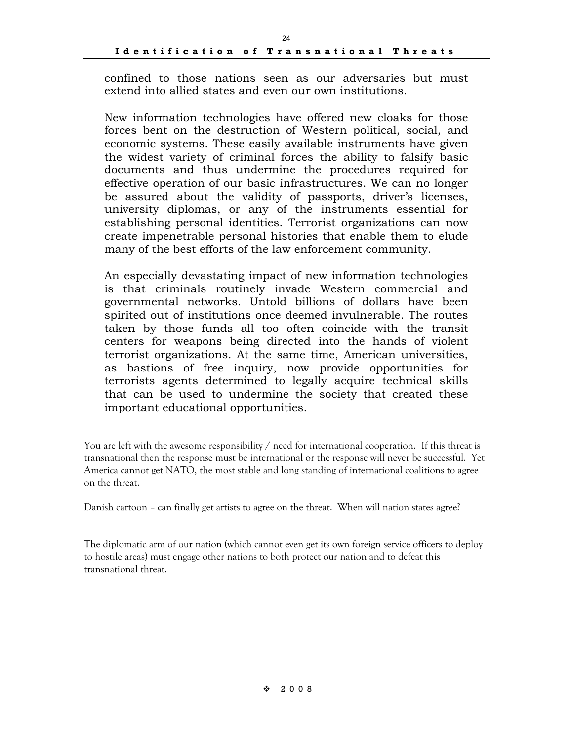confined to those nations seen as our adversaries but must extend into allied states and even our own institutions.

New information technologies have offered new cloaks for those forces bent on the destruction of Western political, social, and economic systems. These easily available instruments have given the widest variety of criminal forces the ability to falsify basic documents and thus undermine the procedures required for effective operation of our basic infrastructures. We can no longer be assured about the validity of passports, driver's licenses, university diplomas, or any of the instruments essential for establishing personal identities. Terrorist organizations can now create impenetrable personal histories that enable them to elude many of the best efforts of the law enforcement community.

An especially devastating impact of new information technologies is that criminals routinely invade Western commercial and governmental networks. Untold billions of dollars have been spirited out of institutions once deemed invulnerable. The routes taken by those funds all too often coincide with the transit centers for weapons being directed into the hands of violent terrorist organizations. At the same time, American universities, as bastions of free inquiry, now provide opportunities for terrorists agents determined to legally acquire technical skills that can be used to undermine the society that created these important educational opportunities.

You are left with the awesome responsibility / need for international cooperation. If this threat is transnational then the response must be international or the response will never be successful. Yet America cannot get NATO, the most stable and long standing of international coalitions to agree on the threat.

Danish cartoon – can finally get artists to agree on the threat. When will nation states agree?

The diplomatic arm of our nation (which cannot even get its own foreign service officers to deploy to hostile areas) must engage other nations to both protect our nation and to defeat this transnational threat.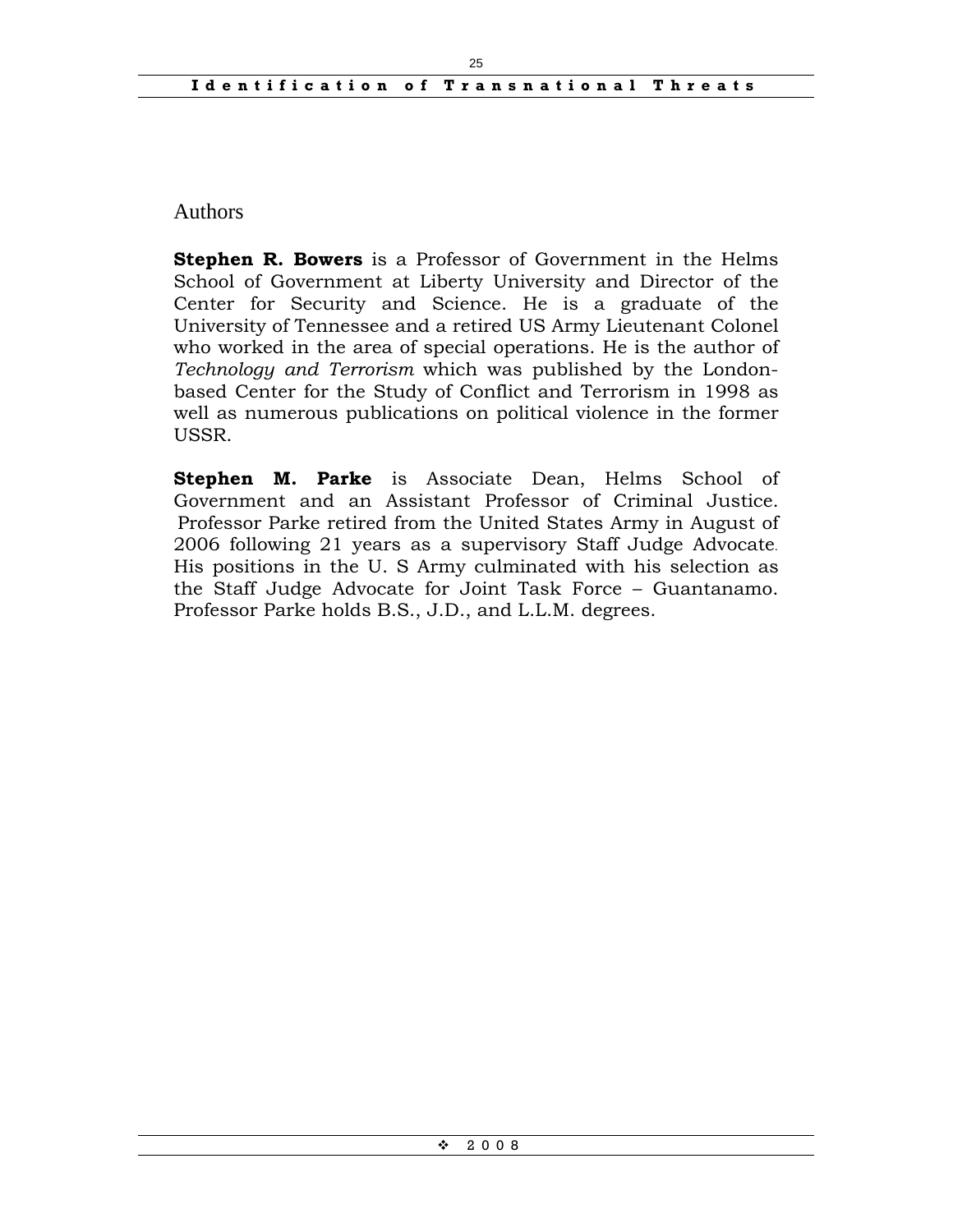## Authors

**Stephen R. Bowers** is a Professor of Government in the Helms School of Government at Liberty University and Director of the Center for Security and Science. He is a graduate of the University of Tennessee and a retired US Army Lieutenant Colonel who worked in the area of special operations. He is the author of *Technology and Terrorism* which was published by the London-based Center for the Study of Conflict and Terrorism in 1998 as well as numerous publications on political violence in the former USSR.

**Stephen M. Parke** is Associate Dean, Helms School of Government and an Assistant Professor of Criminal Justice. Professor Parke retired from the United States Army in August of 2006 following 21 years as a supervisory Staff Judge Advocate. His positions in the U. S Army culminated with his selection as the Staff Judge Advocate for Joint Task Force – Guantanamo. Professor Parke holds B.S., J.D., and L.L.M. degrees.